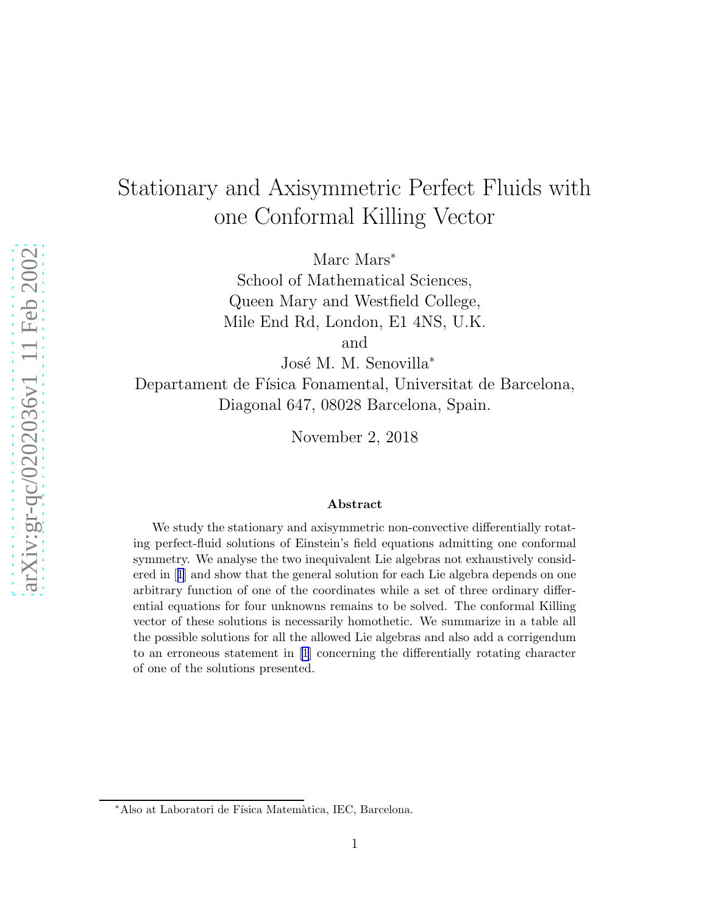# Stationary and Axisymmetric Perfect Fluids with one Conformal Killing Vector

Marc Mars*
School of Mathematical Sciences,
Queen Mary and Westfield College,
Mile End Rd, London, E1 4NS, U.K.
and
José M. M. Senovilla*
Departament de Física Fonamental, Universitat de Barcelona,
Diagonal 647, 08028 Barcelona, Spain.

November 2, 2018

### Abstract

We study the stationary and axisymmetric non-convective differentially rotating perfect-fluid solutions of Einstein's field equations admitting one conformal symmetry. We analyse the two inequivalent Lie algebras not exhaustively considered in [1] and show that the general solution for each Lie algebra depends on one arbitrary function of one of the coordinates while a set of three ordinary differential equations for four unknowns remains to be solved. The conformal Killing vector of these solutions is necessarily homothetic. We summarize in a table all the possible solutions for all the allowed Lie algebras and also add a corrigendum to an erroneous statement in [1] concerning the differentially rotating character of one of the solutions presented.

*Also at Laboratori de Física Matemàtica, IEC, Barcelona.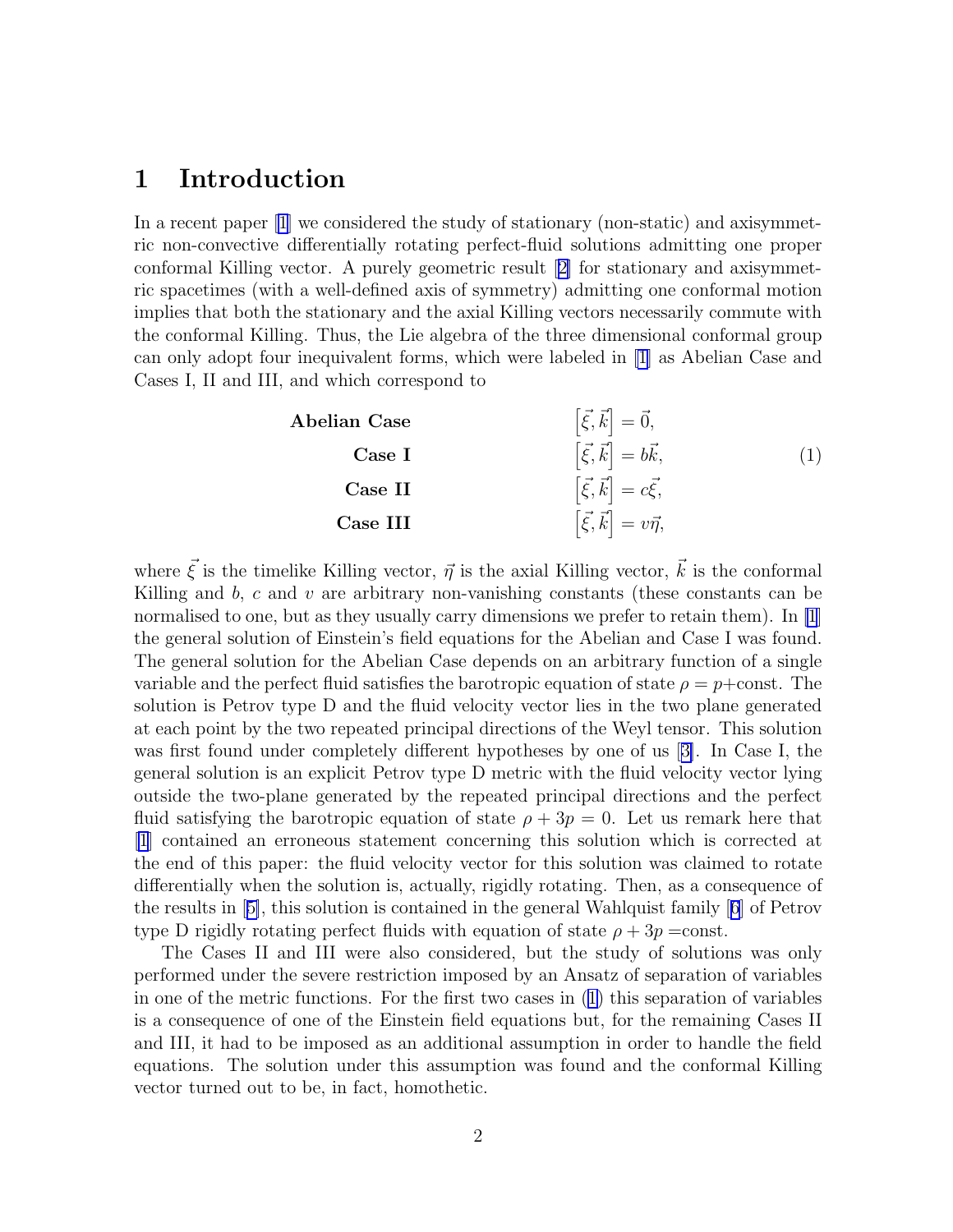# 1 Introduction

In a recent paper [1] we considered the study of stationary (non-static) and axisymmetric non-convective differentially rotating perfect-fluid solutions admitting one proper conformal Killing vector. A purely geometric result [2] for stationary and axisymmetric spacetimes (with a well-defined axis of symmetry) admitting one conformal motion implies that both the stationary and the axial Killing vectors necessarily commute with the conformal Killing. Thus, the Lie algebra of the three dimensional conformal group can only adopt four inequivalent forms, which were labeled in [1] as Abelian Case and Cases I, II and III, and which correspond to

$$
\begin{array}{rl}
\textbf{Abelian Case} & \left[\vec{\xi},\vec{k}\right]=\vec{0}, \\
\textbf{Case I} & \left[\vec{\xi},\vec{k}\right]=b\vec{k}, \\
\textbf{Case II} & \left[\vec{\xi},\vec{k}\right]=c\vec{\xi}, \\
\textbf{Case III} & \left[\vec{\xi},\vec{k}\right]=v\vec{\eta},
\end{array}
\tag{1}
$$

where $\vec{\xi}$ is the timelike Killing vector, $\vec{\eta}$ is the axial Killing vector, $\vec{k}$ is the conformal Killing and $b$, $c$ and $v$ are arbitrary non-vanishing constants (these constants can be normalised to one, but as they usually carry dimensions we prefer to retain them). In [1] the general solution of Einstein's field equations for the Abelian and Case I was found. The general solution for the Abelian Case depends on an arbitrary function of a single variable and the perfect fluid satisfies the barotropic equation of state $\rho = p+$const. The solution is Petrov type D and the fluid velocity vector lies in the two plane generated at each point by the two repeated principal directions of the Weyl tensor. This solution was first found under completely different hypotheses by one of us [3]. In Case I, the general solution is an explicit Petrov type D metric with the fluid velocity vector lying outside the two-plane generated by the repeated principal directions and the perfect fluid satisfying the barotropic equation of state $\rho + 3p = 0$. Let us remark here that [1] contained an erroneous statement concerning this solution which is corrected at the end of this paper: the fluid velocity vector for this solution was claimed to rotate differentially when the solution is, actually, rigidly rotating. Then, as a consequence of the results in [5], this solution is contained in the general Wahlquist family [6] of Petrov type D rigidly rotating perfect fluids with equation of state $\rho + 3p =$const.

The Cases II and III were also considered, but the study of solutions was only performed under the severe restriction imposed by an Ansatz of separation of variables in one of the metric functions. For the first two cases in (1) this separation of variables is a consequence of one of the Einstein field equations but, for the remaining Cases II and III, it had to be imposed as an additional assumption in order to handle the field equations. The solution under this assumption was found and the conformal Killing vector turned out to be, in fact, homothetic.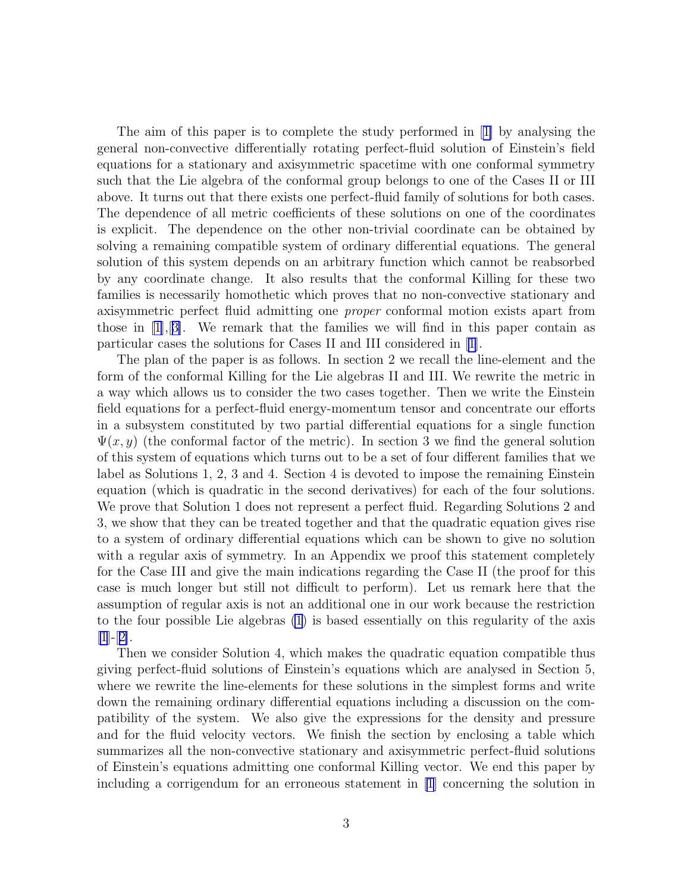The aim of this paper is to complete the study performed in [1] by analysing the general non-convective differentially rotating perfect-fluid solution of Einstein's field equations for a stationary and axisymmetric spacetime with one conformal symmetry such that the Lie algebra of the conformal group belongs to one of the Cases II or III above. It turns out that there exists one perfect-fluid family of solutions for both cases. The dependence of all metric coefficients of these solutions on one of the coordinates is explicit. The dependence on the other non-trivial coordinate can be obtained by solving a remaining compatible system of ordinary differential equations. The general solution of this system depends on an arbitrary function which cannot be reabsorbed by any coordinate change. It also results that the conformal Killing for these two families is necessarily homothetic which proves that no non-convective stationary and axisymmetric perfect fluid admitting one *proper* conformal motion exists apart from those in [1],[3]. We remark that the families we will find in this paper contain as particular cases the solutions for Cases II and III considered in [1].

The plan of the paper is as follows. In section 2 we recall the line-element and the form of the conformal Killing for the Lie algebras II and III. We rewrite the metric in a way which allows us to consider the two cases together. Then we write the Einstein field equations for a perfect-fluid energy-momentum tensor and concentrate our efforts in a subsystem constituted by two partial differential equations for a single function $\Psi(x, y)$ (the conformal factor of the metric). In section 3 we find the general solution of this system of equations which turns out to be a set of four different families that we label as Solutions 1, 2, 3 and 4. Section 4 is devoted to impose the remaining Einstein equation (which is quadratic in the second derivatives) for each of the four solutions. We prove that Solution 1 does not represent a perfect fluid. Regarding Solutions 2 and 3, we show that they can be treated together and that the quadratic equation gives rise to a system of ordinary differential equations which can be shown to give no solution with a regular axis of symmetry. In an Appendix we proof this statement completely for the Case III and give the main indications regarding the Case II (the proof for this case is much longer but still not difficult to perform). Let us remark here that the assumption of regular axis is not an additional one in our work because the restriction to the four possible Lie algebras (1) is based essentially on this regularity of the axis [1]-[2].

Then we consider Solution 4, which makes the quadratic equation compatible thus giving perfect-fluid solutions of Einstein's equations which are analysed in Section 5, where we rewrite the line-elements for these solutions in the simplest forms and write down the remaining ordinary differential equations including a discussion on the compatibility of the system. We also give the expressions for the density and pressure and for the fluid velocity vectors. We finish the section by enclosing a table which summarizes all the non-convective stationary and axisymmetric perfect-fluid solutions of Einstein's equations admitting one conformal Killing vector. We end this paper by including a corrigendum for an erroneous statement in [1] concerning the solution in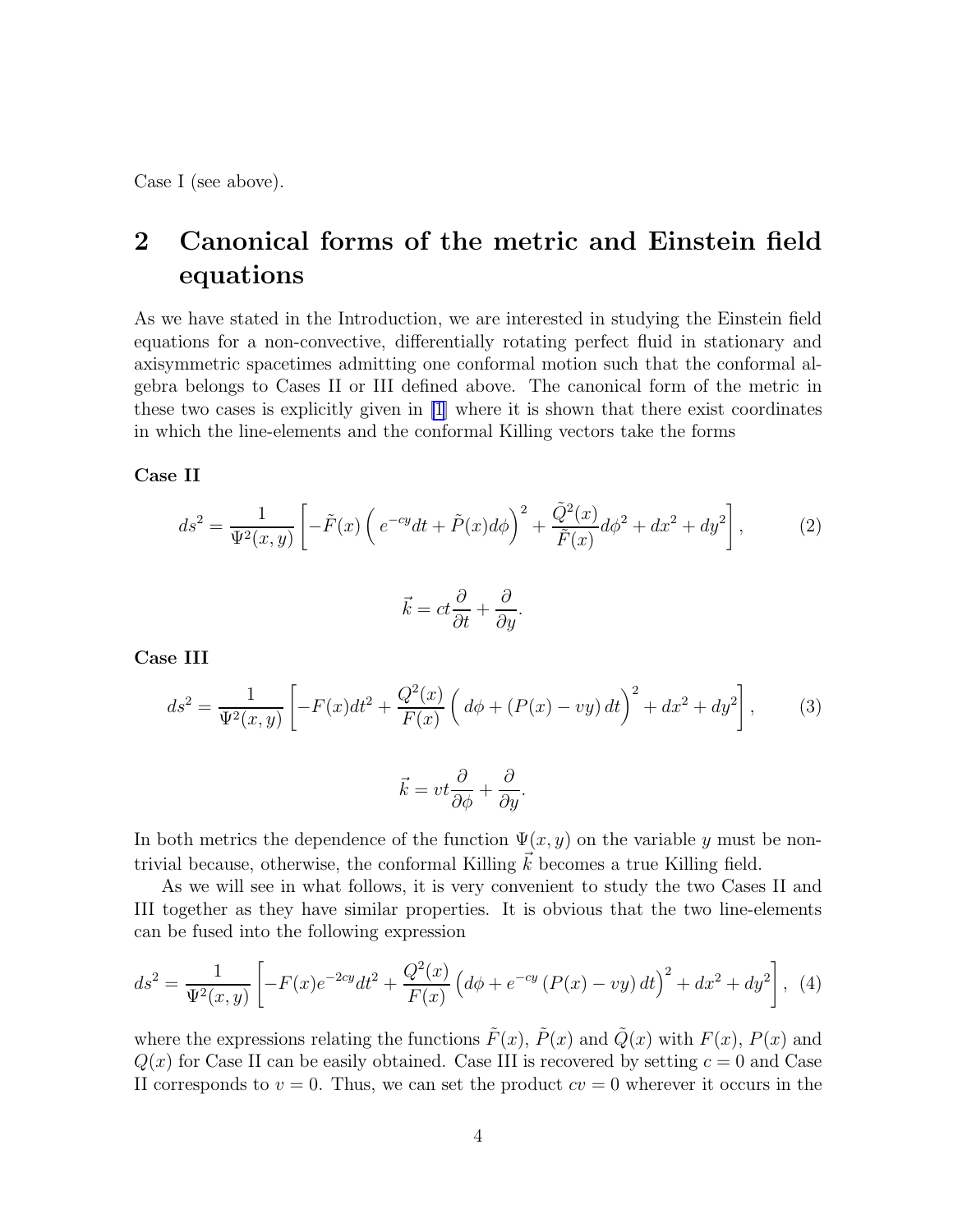Case I (see above).

## 2 Canonical forms of the metric and Einstein field equations

As we have stated in the Introduction, we are interested in studying the Einstein field equations for a non-convective, differentially rotating perfect fluid in stationary and axisymmetric spacetimes admitting one conformal motion such that the conformal algebra belongs to Cases II or III defined above. The canonical form of the metric in these two cases is explicitly given in [1] where it is shown that there exist coordinates in which the line-elements and the conformal Killing vectors take the forms

**Case II**

$$ds^2 = \frac{1}{\Psi^2(x,y)}\left[-\tilde{F}(x)\left(\,e^{-cy}dt + \tilde{P}(x)d\phi\right)^2 + \frac{\tilde{Q}^2(x)}{\tilde{F}(x)}d\phi^2 + dx^2 + dy^2\right], \tag{2}$$

$$\vec{k} = ct\frac{\partial}{\partial t} + \frac{\partial}{\partial y}.$$

**Case III**

$$ds^2 = \frac{1}{\Psi^2(x,y)}\left[-F(x)dt^2 + \frac{Q^2(x)}{F(x)}\left(\,d\phi + (P(x) - vy)\,dt\right)^2 + dx^2 + dy^2\right], \tag{3}$$

$$\vec{k} = vt\frac{\partial}{\partial \phi} + \frac{\partial}{\partial y}.$$

In both metrics the dependence of the function $\Psi(x,y)$ on the variable $y$ must be non-trivial because, otherwise, the conformal Killing $\vec{k}$ becomes a true Killing field.

As we will see in what follows, it is very convenient to study the two Cases II and III together as they have similar properties. It is obvious that the two line-elements can be fused into the following expression

$$ds^2 = \frac{1}{\Psi^2(x,y)}\left[-F(x)e^{-2cy}dt^2 + \frac{Q^2(x)}{F(x)}\left(d\phi + e^{-cy}\left(P(x) - vy\right)dt\right)^2 + dx^2 + dy^2\right], \tag{4}$$

where the expressions relating the functions $\tilde{F}(x)$, $\tilde{P}(x)$ and $\tilde{Q}(x)$ with $F(x)$, $P(x)$ and $Q(x)$ for Case II can be easily obtained. Case III is recovered by setting $c = 0$ and Case II corresponds to $v = 0$. Thus, we can set the product $cv = 0$ wherever it occurs in the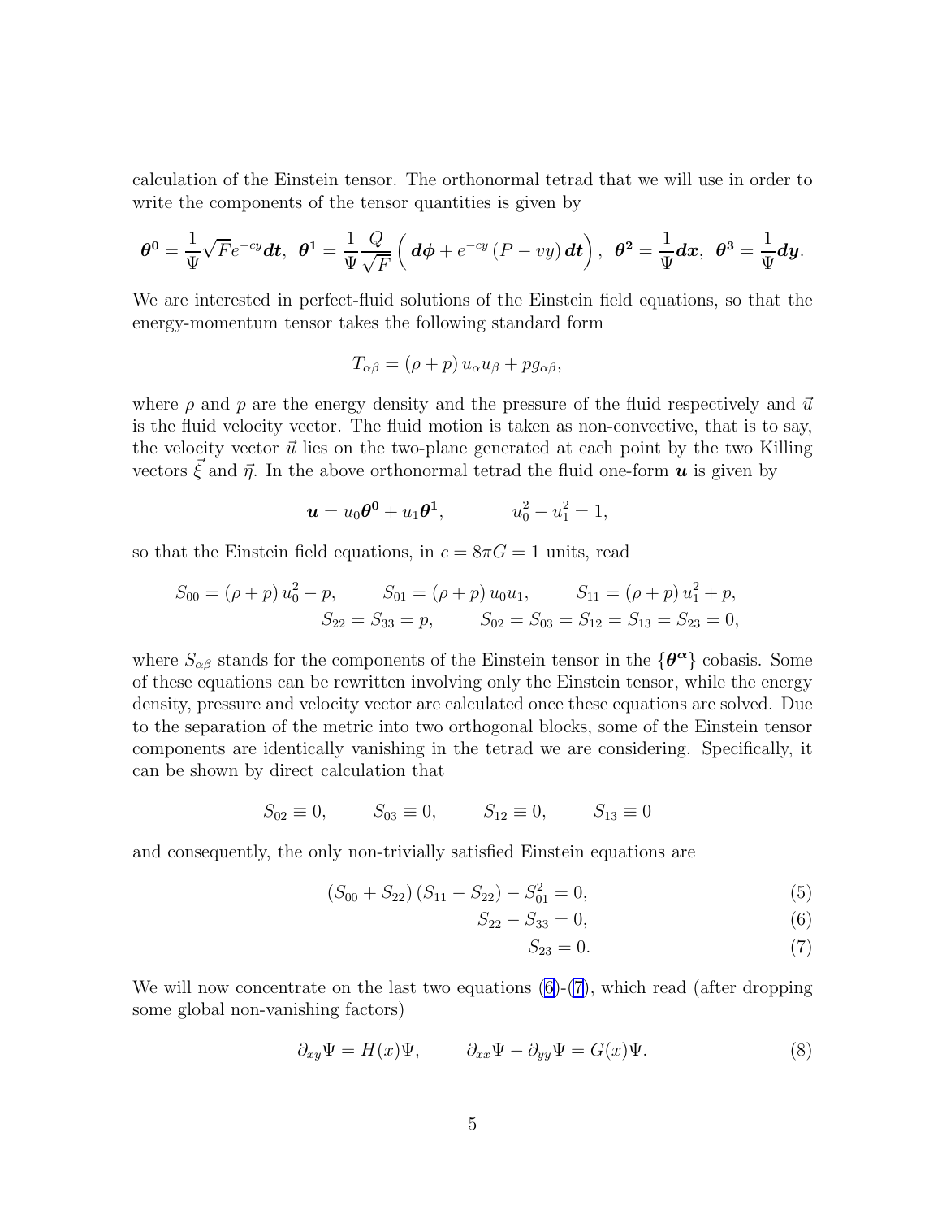calculation of the Einstein tensor. The orthonormal tetrad that we will use in order to write the components of the tensor quantities is given by

$$\boldsymbol{\theta^0} = \frac{1}{\Psi}\sqrt{F}e^{-cy}\boldsymbol{dt},\;\; \boldsymbol{\theta^1} = \frac{1}{\Psi}\frac{Q}{\sqrt{F}}\left(\boldsymbol{d\phi} + e^{-cy}\left(P - vy\right)\boldsymbol{dt}\right),\;\; \boldsymbol{\theta^2} = \frac{1}{\Psi}\boldsymbol{dx},\;\; \boldsymbol{\theta^3} = \frac{1}{\Psi}\boldsymbol{dy}.$$

We are interested in perfect-fluid solutions of the Einstein field equations, so that the energy-momentum tensor takes the following standard form

$$T_{\alpha\beta} = (\rho + p)\, u_\alpha u_\beta + p g_{\alpha\beta},$$

where $\rho$ and $p$ are the energy density and the pressure of the fluid respectively and $\vec{u}$ is the fluid velocity vector. The fluid motion is taken as non-convective, that is to say, the velocity vector $\vec{u}$ lies on the two-plane generated at each point by the two Killing vectors $\vec{\xi}$ and $\vec{\eta}$. In the above orthonormal tetrad the fluid one-form $\boldsymbol{u}$ is given by

$$\boldsymbol{u} = u_0\boldsymbol{\theta^0} + u_1\boldsymbol{\theta^1}, \qquad u_0^2 - u_1^2 = 1,$$

so that the Einstein field equations, in $c = 8\pi G = 1$ units, read

$$S_{00} = (\rho + p)\, u_0^2 - p, \qquad S_{01} = (\rho + p)\, u_0 u_1, \qquad S_{11} = (\rho + p)\, u_1^2 + p,$$
$$S_{22} = S_{33} = p, \qquad S_{02} = S_{03} = S_{12} = S_{13} = S_{23} = 0,$$

where $S_{\alpha\beta}$ stands for the components of the Einstein tensor in the $\{\boldsymbol{\theta^\alpha}\}$ cobasis. Some of these equations can be rewritten involving only the Einstein tensor, while the energy density, pressure and velocity vector are calculated once these equations are solved. Due to the separation of the metric into two orthogonal blocks, some of the Einstein tensor components are identically vanishing in the tetrad we are considering. Specifically, it can be shown by direct calculation that

$$S_{02} \equiv 0, \qquad S_{03} \equiv 0, \qquad S_{12} \equiv 0, \qquad S_{13} \equiv 0$$

and consequently, the only non-trivially satisfied Einstein equations are

$$(S_{00} + S_{22})\,(S_{11} - S_{22}) - S_{01}^2 = 0, \tag{5}$$
$$S_{22} - S_{33} = 0, \tag{6}$$
$$S_{23} = 0. \tag{7}$$

We will now concentrate on the last two equations (6)-(7), which read (after dropping some global non-vanishing factors)

$$\partial_{xy}\Psi = H(x)\Psi, \qquad \partial_{xx}\Psi - \partial_{yy}\Psi = G(x)\Psi. \tag{8}$$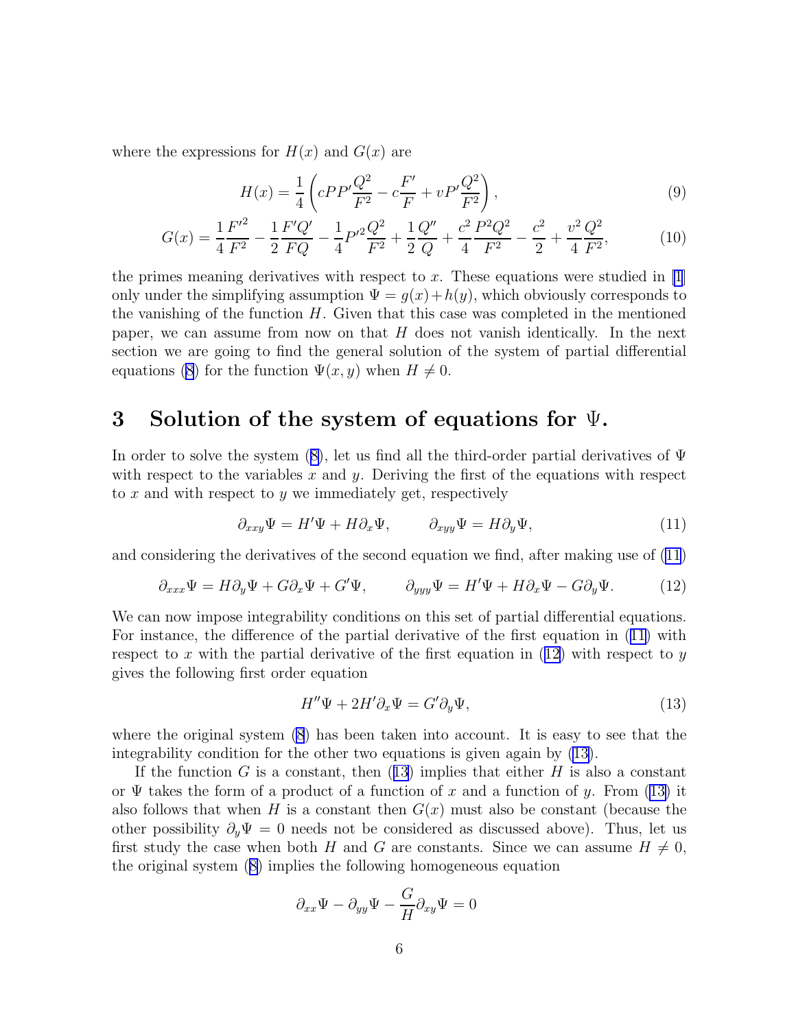where the expressions for $H(x)$ and $G(x)$ are

$$H(x) = \frac{1}{4}\left(cPP'\frac{Q^2}{F^2} - c\frac{F'}{F} + vP'\frac{Q^2}{F^2}\right), \tag{9}$$

$$G(x) = \frac{1}{4}\frac{F'^2}{F^2} - \frac{1}{2}\frac{F'Q'}{FQ} - \frac{1}{4}P'^2\frac{Q^2}{F^2} + \frac{1}{2}\frac{Q''}{Q} + \frac{c^2}{4}\frac{P^2Q^2}{F^2} - \frac{c^2}{2} + \frac{v^2}{4}\frac{Q^2}{F^2}, \tag{10}$$

the primes meaning derivatives with respect to $x$. These equations were studied in [1] only under the simplifying assumption $\Psi = g(x)+h(y)$, which obviously corresponds to the vanishing of the function $H$. Given that this case was completed in the mentioned paper, we can assume from now on that $H$ does not vanish identically. In the next section we are going to find the general solution of the system of partial differential equations (8) for the function $\Psi(x, y)$ when $H \neq 0$.

## 3 Solution of the system of equations for $\Psi$.

In order to solve the system (8), let us find all the third-order partial derivatives of $\Psi$ with respect to the variables $x$ and $y$. Deriving the first of the equations with respect to $x$ and with respect to $y$ we immediately get, respectively

$$\partial_{xxy}\Psi = H'\Psi + H\partial_x\Psi, \qquad \partial_{xyy}\Psi = H\partial_y\Psi, \tag{11}$$

and considering the derivatives of the second equation we find, after making use of (11)

$$\partial_{xxx}\Psi = H\partial_y\Psi + G\partial_x\Psi + G'\Psi, \qquad \partial_{yyy}\Psi = H'\Psi + H\partial_x\Psi - G\partial_y\Psi. \tag{12}$$

We can now impose integrability conditions on this set of partial differential equations. For instance, the difference of the partial derivative of the first equation in (11) with respect to $x$ with the partial derivative of the first equation in (12) with respect to $y$ gives the following first order equation

$$H''\Psi + 2H'\partial_x\Psi = G'\partial_y\Psi, \tag{13}$$

where the original system (8) has been taken into account. It is easy to see that the integrability condition for the other two equations is given again by (13).

If the function $G$ is a constant, then (13) implies that either $H$ is also a constant or $\Psi$ takes the form of a product of a function of $x$ and a function of $y$. From (13) it also follows that when $H$ is a constant then $G(x)$ must also be constant (because the other possibility $\partial_y\Psi = 0$ needs not be considered as discussed above). Thus, let us first study the case when both $H$ and $G$ are constants. Since we can assume $H \neq 0$, the original system (8) implies the following homogeneous equation

$$\partial_{xx}\Psi - \partial_{yy}\Psi - \frac{G}{H}\partial_{xy}\Psi = 0$$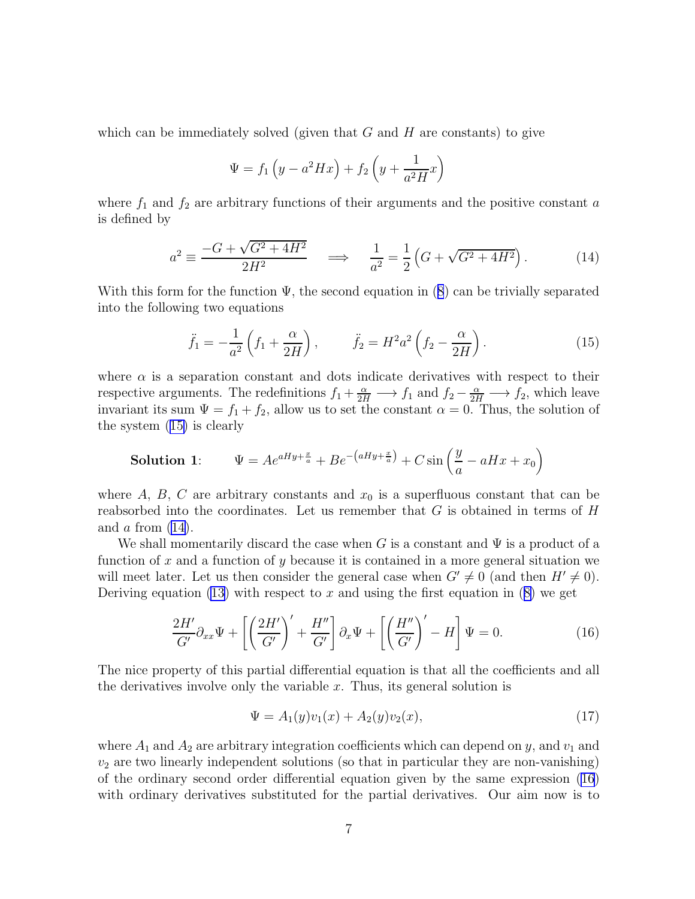which can be immediately solved (given that $G$ and $H$ are constants) to give

$$\Psi = f_1\left(y - a^2 H x\right) + f_2\left(y + \frac{1}{a^2 H}x\right)$$

where $f_1$ and $f_2$ are arbitrary functions of their arguments and the positive constant $a$ is defined by

$$a^2 \equiv \frac{-G + \sqrt{G^2 + 4H^2}}{2H^2} \quad \Longrightarrow \quad \frac{1}{a^2} = \frac{1}{2}\left(G + \sqrt{G^2 + 4H^2}\right). \tag{14}$$

With this form for the function $\Psi$, the second equation in (8) can be trivially separated into the following two equations

$$\ddot{f}_1 = -\frac{1}{a^2}\left(f_1 + \frac{\alpha}{2H}\right), \qquad \ddot{f}_2 = H^2 a^2 \left(f_2 - \frac{\alpha}{2H}\right). \tag{15}$$

where $\alpha$ is a separation constant and dots indicate derivatives with respect to their respective arguments. The redefinitions $f_1 + \frac{\alpha}{2H} \longrightarrow f_1$ and $f_2 - \frac{\alpha}{2H} \longrightarrow f_2$, which leave invariant its sum $\Psi = f_1 + f_2$, allow us to set the constant $\alpha = 0$. Thus, the solution of the system (15) is clearly

$$\textbf{Solution 1}: \qquad \Psi = A e^{aHy + \frac{x}{a}} + B e^{-\left(aHy + \frac{x}{a}\right)} + C \sin\left(\frac{y}{a} - aHx + x_0\right)$$

where $A$, $B$, $C$ are arbitrary constants and $x_0$ is a superfluous constant that can be reabsorbed into the coordinates. Let us remember that $G$ is obtained in terms of $H$ and $a$ from (14).

We shall momentarily discard the case when $G$ is a constant and $\Psi$ is a product of a function of $x$ and a function of $y$ because it is contained in a more general situation we will meet later. Let us then consider the general case when $G' \neq 0$ (and then $H' \neq 0$). Deriving equation (13) with respect to $x$ and using the first equation in (8) we get

$$\frac{2H'}{G'}\partial_{xx}\Psi + \left[\left(\frac{2H'}{G'}\right)' + \frac{H''}{G'}\right]\partial_x \Psi + \left[\left(\frac{H''}{G'}\right)' - H\right]\Psi = 0. \tag{16}$$

The nice property of this partial differential equation is that all the coefficients and all the derivatives involve only the variable $x$. Thus, its general solution is

$$\Psi = A_1(y) v_1(x) + A_2(y) v_2(x), \tag{17}$$

where $A_1$ and $A_2$ are arbitrary integration coefficients which can depend on $y$, and $v_1$ and $v_2$ are two linearly independent solutions (so that in particular they are non-vanishing) of the ordinary second order differential equation given by the same expression (16) with ordinary derivatives substituted for the partial derivatives. Our aim now is to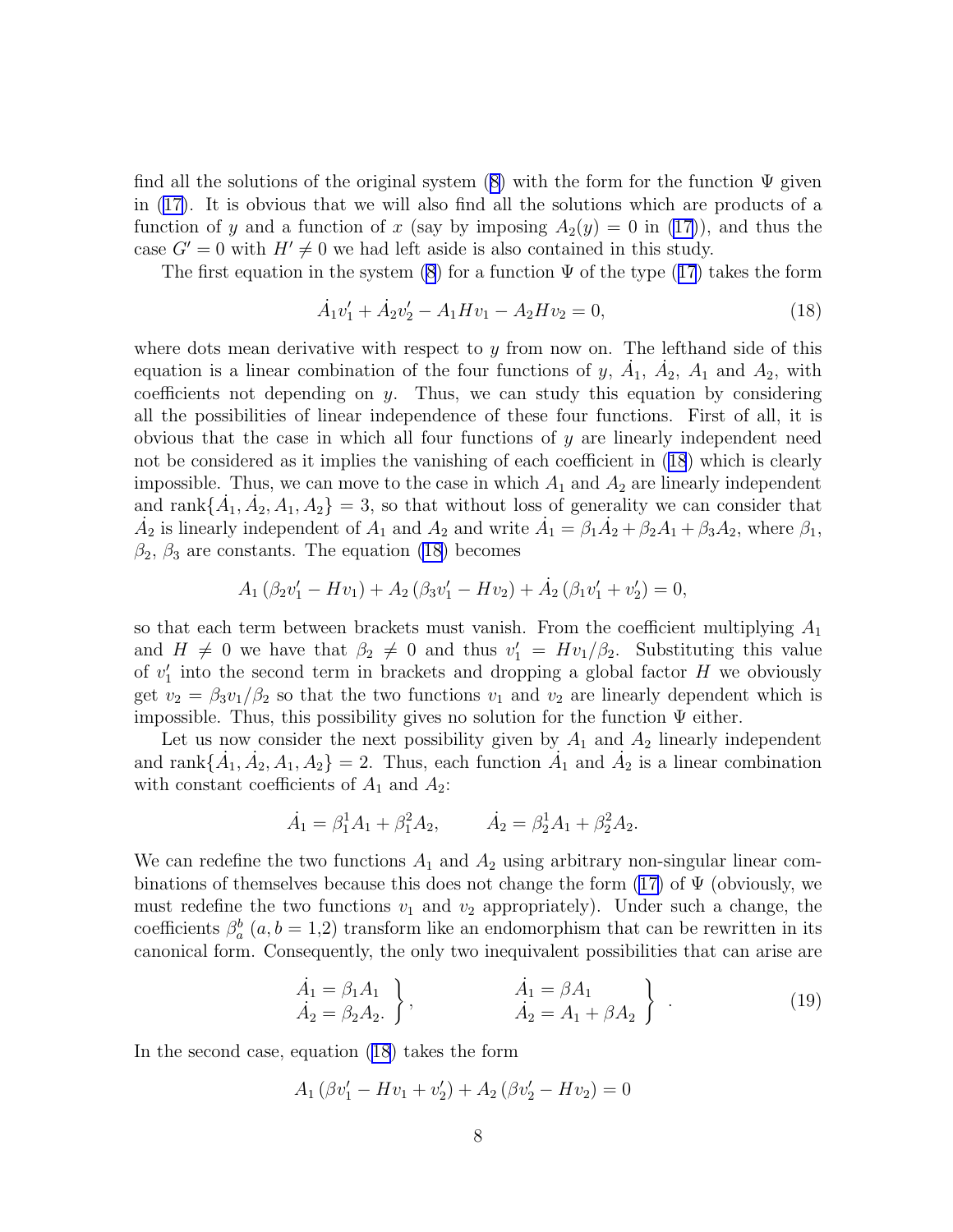find all the solutions of the original system (8) with the form for the function $\Psi$ given in (17). It is obvious that we will also find all the solutions which are products of a function of $y$ and a function of $x$ (say by imposing $A_2(y) = 0$ in (17)), and thus the case $G' = 0$ with $H' \neq 0$ we had left aside is also contained in this study.

The first equation in the system (8) for a function $\Psi$ of the type (17) takes the form

$$\dot{A}_1 v_1' + \dot{A}_2 v_2' - A_1 H v_1 - A_2 H v_2 = 0, \tag{18}$$

where dots mean derivative with respect to $y$ from now on. The lefthand side of this equation is a linear combination of the four functions of $y$, $\dot{A}_1$, $\dot{A}_2$, $A_1$ and $A_2$, with coefficients not depending on $y$. Thus, we can study this equation by considering all the possibilities of linear independence of these four functions. First of all, it is obvious that the case in which all four functions of $y$ are linearly independent need not be considered as it implies the vanishing of each coefficient in (18) which is clearly impossible. Thus, we can move to the case in which $A_1$ and $A_2$ are linearly independent and $\text{rank}\{\dot{A}_1, \dot{A}_2, A_1, A_2\} = 3$, so that without loss of generality we can consider that $\dot{A}_2$ is linearly independent of $A_1$ and $A_2$ and write $\dot{A}_1 = \beta_1 \dot{A}_2 + \beta_2 A_1 + \beta_3 A_2$, where $\beta_1$, $\beta_2$, $\beta_3$ are constants. The equation (18) becomes

$$A_1 \left(\beta_2 v_1' - H v_1\right) + A_2 \left(\beta_3 v_1' - H v_2\right) + \dot{A}_2 \left(\beta_1 v_1' + v_2'\right) = 0,$$

so that each term between brackets must vanish. From the coefficient multiplying $A_1$ and $H \neq 0$ we have that $\beta_2 \neq 0$ and thus $v_1' = H v_1/\beta_2$. Substituting this value of $v_1'$ into the second term in brackets and dropping a global factor $H$ we obviously get $v_2 = \beta_3 v_1/\beta_2$ so that the two functions $v_1$ and $v_2$ are linearly dependent which is impossible. Thus, this possibility gives no solution for the function $\Psi$ either.

Let us now consider the next possibility given by $A_1$ and $A_2$ linearly independent and $\text{rank}\{\dot{A}_1, \dot{A}_2, A_1, A_2\} = 2$. Thus, each function $\dot{A}_1$ and $\dot{A}_2$ is a linear combination with constant coefficients of $A_1$ and $A_2$:

$$\dot{A}_1 = \beta_1^1 A_1 + \beta_1^2 A_2, \qquad \dot{A}_2 = \beta_2^1 A_1 + \beta_2^2 A_2.$$

We can redefine the two functions $A_1$ and $A_2$ using arbitrary non-singular linear combinations of themselves because this does not change the form (17) of $\Psi$ (obviously, we must redefine the two functions $v_1$ and $v_2$ appropriately). Under such a change, the coefficients $\beta_a^b$ $(a, b = 1{,}2)$ transform like an endomorphism that can be rewritten in its canonical form. Consequently, the only two inequivalent possibilities that can arise are

$$\left.\begin{array}{l} \dot{A}_1 = \beta_1 A_1 \\ \dot{A}_2 = \beta_2 A_2. \end{array}\right\}, \qquad \qquad \left.\begin{array}{l} \dot{A}_1 = \beta A_1 \\ \dot{A}_2 = A_1 + \beta A_2 \end{array}\right\} \ . \tag{19}$$

In the second case, equation (18) takes the form

$$A_1 \left(\beta v_1' - H v_1 + v_2'\right) + A_2 \left(\beta v_2' - H v_2\right) = 0$$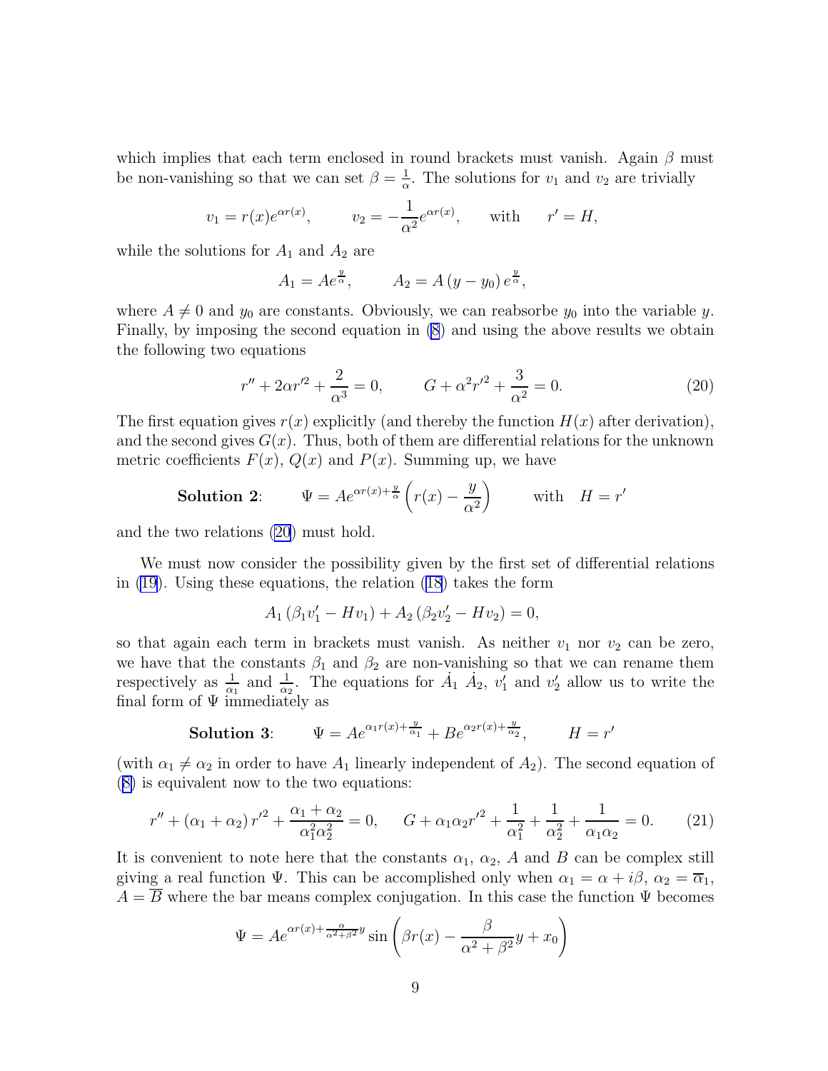which implies that each term enclosed in round brackets must vanish. Again $\beta$ must be non-vanishing so that we can set $\beta = \frac{1}{\alpha}$. The solutions for $v_1$ and $v_2$ are trivially

$$v_1 = r(x)e^{\alpha r(x)}, \qquad v_2 = -\frac{1}{\alpha^2}e^{\alpha r(x)}, \qquad \text{with} \qquad r' = H,$$

while the solutions for $A_1$ and $A_2$ are

$$A_1 = Ae^{\frac{y}{\alpha}}, \qquad A_2 = A\,(y - y_0)\,e^{\frac{y}{\alpha}},$$

where $A \neq 0$ and $y_0$ are constants. Obviously, we can reabsorbe $y_0$ into the variable $y$. Finally, by imposing the second equation in (8) and using the above results we obtain the following two equations

$$r'' + 2\alpha r'^2 + \frac{2}{\alpha^3} = 0, \qquad G + \alpha^2 r'^2 + \frac{3}{\alpha^2} = 0. \tag{20}$$

The first equation gives $r(x)$ explicitly (and thereby the function $H(x)$ after derivation), and the second gives $G(x)$. Thus, both of them are differential relations for the unknown metric coefficients $F(x)$, $Q(x)$ and $P(x)$. Summing up, we have

$$\textbf{Solution 2}: \qquad \Psi = Ae^{\alpha r(x) + \frac{y}{\alpha}}\left(r(x) - \frac{y}{\alpha^2}\right) \qquad \text{with} \quad H = r'$$

and the two relations (20) must hold.

We must now consider the possibility given by the first set of differential relations in (19). Using these equations, the relation (18) takes the form

$$A_1\,(\beta_1 v_1' - Hv_1) + A_2\,(\beta_2 v_2' - Hv_2) = 0,$$

so that again each term in brackets must vanish. As neither $v_1$ nor $v_2$ can be zero, we have that the constants $\beta_1$ and $\beta_2$ are non-vanishing so that we can rename them respectively as $\frac{1}{\alpha_1}$ and $\frac{1}{\alpha_2}$. The equations for $\dot{A}_1$ $\dot{A}_2$, $v_1'$ and $v_2'$ allow us to write the final form of $\Psi$ immediately as

$$\textbf{Solution 3}: \qquad \Psi = Ae^{\alpha_1 r(x) + \frac{y}{\alpha_1}} + Be^{\alpha_2 r(x) + \frac{y}{\alpha_2}}, \qquad H = r'$$

(with $\alpha_1 \neq \alpha_2$ in order to have $A_1$ linearly independent of $A_2$). The second equation of (8) is equivalent now to the two equations:

$$r'' + (\alpha_1 + \alpha_2)\,r'^2 + \frac{\alpha_1 + \alpha_2}{\alpha_1^2 \alpha_2^2} = 0, \qquad G + \alpha_1 \alpha_2 r'^2 + \frac{1}{\alpha_1^2} + \frac{1}{\alpha_2^2} + \frac{1}{\alpha_1 \alpha_2} = 0. \tag{21}$$

It is convenient to note here that the constants $\alpha_1$, $\alpha_2$, $A$ and $B$ can be complex still giving a real function $\Psi$. This can be accomplished only when $\alpha_1 = \alpha + i\beta$, $\alpha_2 = \overline{\alpha}_1$, $A = \overline{B}$ where the bar means complex conjugation. In this case the function $\Psi$ becomes

$$\Psi = Ae^{\alpha r(x) + \frac{\alpha}{\alpha^2 + \beta^2}y}\sin\left(\beta r(x) - \frac{\beta}{\alpha^2 + \beta^2}y + x_0\right)$$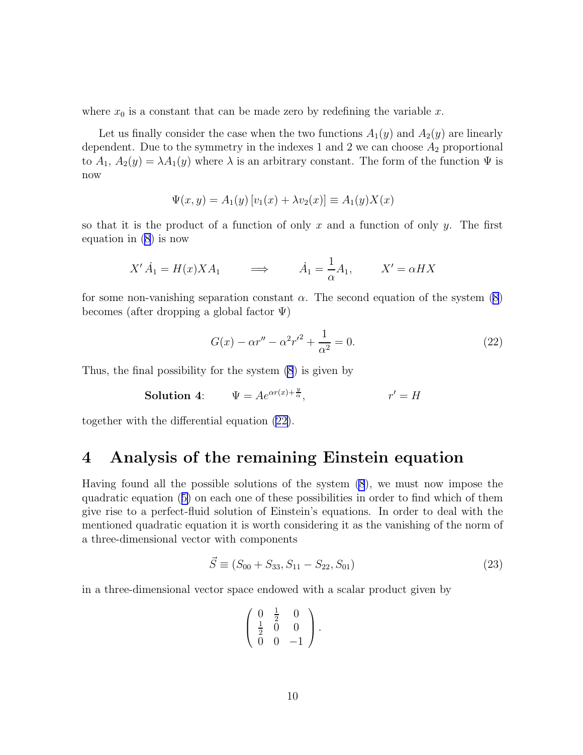where $x_0$ is a constant that can be made zero by redefining the variable $x$.

Let us finally consider the case when the two functions $A_1(y)$ and $A_2(y)$ are linearly dependent. Due to the symmetry in the indexes 1 and 2 we can choose $A_2$ proportional to $A_1$, $A_2(y) = \lambda A_1(y)$ where $\lambda$ is an arbitrary constant. The form of the function $\Psi$ is now

$$\Psi(x, y) = A_1(y) \left[v_1(x) + \lambda v_2(x)\right] \equiv A_1(y) X(x)$$

so that it is the product of a function of only $x$ and a function of only $y$. The first equation in (8) is now

$$X' \dot{A}_1 = H(x) X A_1 \qquad \Longrightarrow \qquad \dot{A}_1 = \frac{1}{\alpha} A_1, \qquad X' = \alpha H X$$

for some non-vanishing separation constant $\alpha$. The second equation of the system (8) becomes (after dropping a global factor $\Psi$)

$$G(x) - \alpha r'' - \alpha^2 r'^2 + \frac{1}{\alpha^2} = 0. \tag{22}$$

Thus, the final possibility for the system (8) is given by

$$\textbf{Solution 4}: \qquad \Psi = A e^{\alpha r(x) + \frac{y}{\alpha}}, \qquad\qquad r' = H$$

together with the differential equation (22).

# 4 Analysis of the remaining Einstein equation

Having found all the possible solutions of the system (8), we must now impose the quadratic equation (5) on each one of these possibilities in order to find which of them give rise to a perfect-fluid solution of Einstein's equations. In order to deal with the mentioned quadratic equation it is worth considering it as the vanishing of the norm of a three-dimensional vector with components

$$\vec{S} \equiv (S_{00} + S_{33}, S_{11} - S_{22}, S_{01}) \tag{23}$$

in a three-dimensional vector space endowed with a scalar product given by

$$\begin{pmatrix} 0 & \frac{1}{2} & 0 \\ \frac{1}{2} & 0 & 0 \\ 0 & 0 & -1 \end{pmatrix}.$$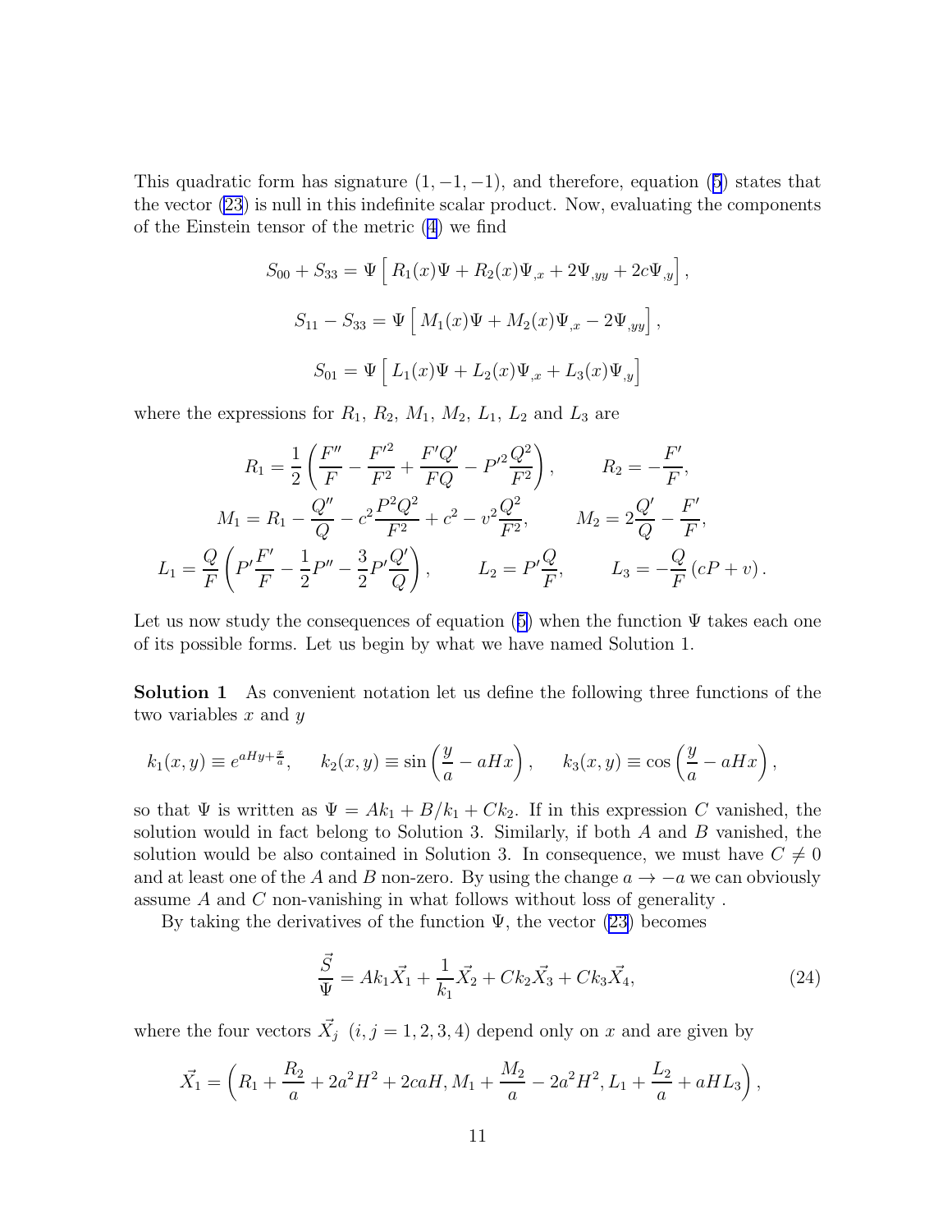This quadratic form has signature $(1, -1, -1)$, and therefore, equation (5) states that the vector (23) is null in this indefinite scalar product. Now, evaluating the components of the Einstein tensor of the metric (4) we find

$$S_{00} + S_{33} = \Psi \left[ R_1(x)\Psi + R_2(x)\Psi_{,x} + 2\Psi_{,yy} + 2c\Psi_{,y} \right],$$

$$S_{11} - S_{33} = \Psi \left[ M_1(x)\Psi + M_2(x)\Psi_{,x} - 2\Psi_{,yy} \right],$$

$$S_{01} = \Psi \left[ L_1(x)\Psi + L_2(x)\Psi_{,x} + L_3(x)\Psi_{,y} \right]$$

where the expressions for $R_1$, $R_2$, $M_1$, $M_2$, $L_1$, $L_2$ and $L_3$ are

$$R_1 = \frac{1}{2}\left(\frac{F''}{F} - \frac{F'^2}{F^2} + \frac{F'Q'}{FQ} - P'^2\frac{Q^2}{F^2}\right), \qquad R_2 = -\frac{F'}{F},$$

$$M_1 = R_1 - \frac{Q''}{Q} - c^2\frac{P^2Q^2}{F^2} + c^2 - v^2\frac{Q^2}{F^2}, \qquad M_2 = 2\frac{Q'}{Q} - \frac{F'}{F},$$

$$L_1 = \frac{Q}{F}\left(P'\frac{F'}{F} - \frac{1}{2}P'' - \frac{3}{2}P'\frac{Q'}{Q}\right), \qquad L_2 = P'\frac{Q}{F}, \qquad L_3 = -\frac{Q}{F}\left(cP + v\right).$$

Let us now study the consequences of equation (5) when the function $\Psi$ takes each one of its possible forms. Let us begin by what we have named Solution 1.

**Solution 1** As convenient notation let us define the following three functions of the two variables $x$ and $y$

$$k_1(x,y) \equiv e^{aHy + \frac{x}{a}}, \qquad k_2(x,y) \equiv \sin\left(\frac{y}{a} - aHx\right), \qquad k_3(x,y) \equiv \cos\left(\frac{y}{a} - aHx\right),$$

so that $\Psi$ is written as $\Psi = Ak_1 + B/k_1 + Ck_2$. If in this expression $C$ vanished, the solution would in fact belong to Solution 3. Similarly, if both $A$ and $B$ vanished, the solution would be also contained in Solution 3. In consequence, we must have $C \neq 0$ and at least one of the $A$ and $B$ non-zero. By using the change $a \to -a$ we can obviously assume $A$ and $C$ non-vanishing in what follows without loss of generality .

By taking the derivatives of the function $\Psi$, the vector (23) becomes

$$\frac{\vec{S}}{\Psi} = Ak_1\vec{X}_1 + \frac{1}{k_1}\vec{X}_2 + Ck_2\vec{X}_3 + Ck_3\vec{X}_4, \tag{24}$$

where the four vectors $\vec{X}_j$ $(i, j = 1, 2, 3, 4)$ depend only on $x$ and are given by

$$\vec{X}_1 = \left(R_1 + \frac{R_2}{a} + 2a^2H^2 + 2caH, M_1 + \frac{M_2}{a} - 2a^2H^2, L_1 + \frac{L_2}{a} + aHL_3\right),$$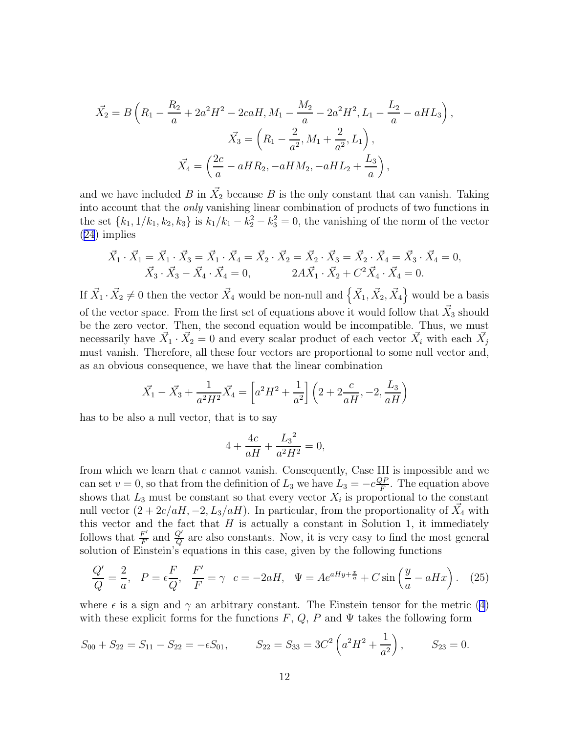$$\vec{X}_2 = B\left(R_1 - \frac{R_2}{a} + 2a^2H^2 - 2caH, M_1 - \frac{M_2}{a} - 2a^2H^2, L_1 - \frac{L_2}{a} - aHL_3\right),$$

$$\vec{X}_3 = \left(R_1 - \frac{2}{a^2}, M_1 + \frac{2}{a^2}, L_1\right),$$

$$\vec{X}_4 = \left(\frac{2c}{a} - aHR_2, -aHM_2, -aHL_2 + \frac{L_3}{a}\right),$$

and we have included $B$ in $\vec{X}_2$ because $B$ is the only constant that can vanish. Taking into account that the *only* vanishing linear combination of products of two functions in the set $\{k_1, 1/k_1, k_2, k_3\}$ is $k_1/k_1 - k_2^2 - k_3^2 = 0$, the vanishing of the norm of the vector (24) implies

$$\vec{X}_1 \cdot \vec{X}_1 = \vec{X}_1 \cdot \vec{X}_3 = \vec{X}_1 \cdot \vec{X}_4 = \vec{X}_2 \cdot \vec{X}_2 = \vec{X}_2 \cdot \vec{X}_3 = \vec{X}_2 \cdot \vec{X}_4 = \vec{X}_3 \cdot \vec{X}_4 = 0,$$
$$\vec{X}_3 \cdot \vec{X}_3 - \vec{X}_4 \cdot \vec{X}_4 = 0, \qquad 2A\vec{X}_1 \cdot \vec{X}_2 + C^2 \vec{X}_4 \cdot \vec{X}_4 = 0.$$

If $\vec{X}_1 \cdot \vec{X}_2 \neq 0$ then the vector $\vec{X}_4$ would be non-null and $\left\{\vec{X}_1, \vec{X}_2, \vec{X}_4\right\}$ would be a basis of the vector space. From the first set of equations above it would follow that $\vec{X}_3$ should be the zero vector. Then, the second equation would be incompatible. Thus, we must necessarily have $\vec{X}_1 \cdot \vec{X}_2 = 0$ and every scalar product of each vector $\vec{X}_i$ with each $\vec{X}_j$ must vanish. Therefore, all these four vectors are proportional to some null vector and, as an obvious consequence, we have that the linear combination

$$\vec{X}_1 - \vec{X}_3 + \frac{1}{a^2H^2}\vec{X}_4 = \left[a^2H^2 + \frac{1}{a^2}\right]\left(2 + 2\frac{c}{aH}, -2, \frac{L_3}{aH}\right)$$

has to be also a null vector, that is to say

$$4 + \frac{4c}{aH} + \frac{{L_3}^2}{a^2H^2} = 0,$$

from which we learn that $c$ cannot vanish. Consequently, Case III is impossible and we can set $v = 0$, so that from the definition of $L_3$ we have $L_3 = -c\frac{QP}{F}$. The equation above shows that $L_3$ must be constant so that every vector $X_i$ is proportional to the constant null vector $(2 + 2c/aH, -2, L_3/aH)$. In particular, from the proportionality of $\vec{X}_4$ with this vector and the fact that $H$ is actually a constant in Solution 1, it immediately follows that $\frac{F'}{F}$ and $\frac{Q'}{Q}$ are also constants. Now, it is very easy to find the most general solution of Einstein's equations in this case, given by the following functions

$$\frac{Q'}{Q} = \frac{2}{a}, \quad P = \epsilon\frac{F}{Q}, \quad \frac{F'}{F} = \gamma \quad c = -2aH, \quad \Psi = Ae^{aHy + \frac{x}{a}} + C\sin\left(\frac{y}{a} - aHx\right). \quad (25)$$

where $\epsilon$ is a sign and $\gamma$ an arbitrary constant. The Einstein tensor for the metric (4) with these explicit forms for the functions $F$, $Q$, $P$ and $\Psi$ takes the following form

$$S_{00} + S_{22} = S_{11} - S_{22} = -\epsilon S_{01}, \qquad S_{22} = S_{33} = 3C^2\left(a^2H^2 + \frac{1}{a^2}\right), \qquad S_{23} = 0.$$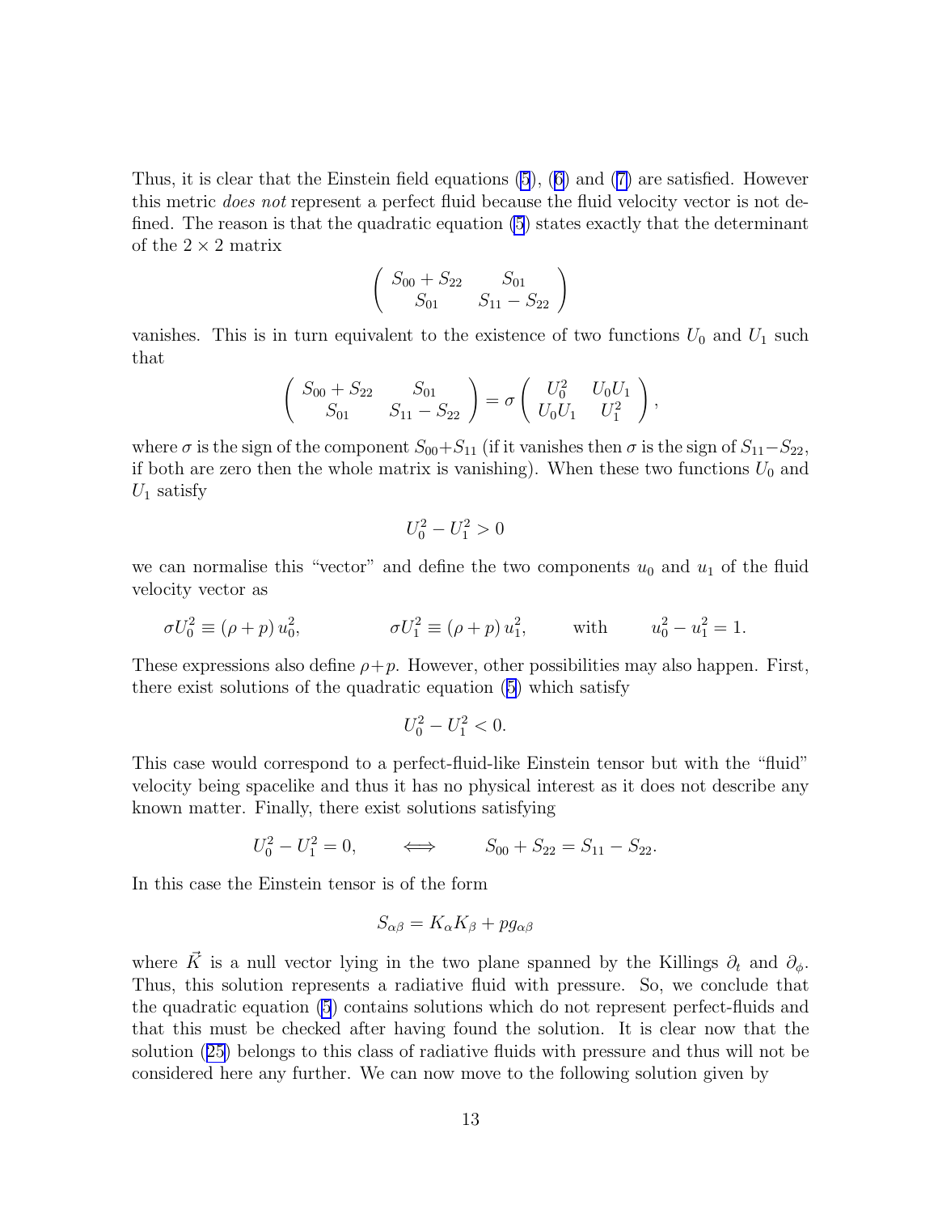Thus, it is clear that the Einstein field equations (5), (6) and (7) are satisfied. However this metric *does not* represent a perfect fluid because the fluid velocity vector is not defined. The reason is that the quadratic equation (5) states exactly that the determinant of the $2 \times 2$ matrix

$$\left( \begin{array}{cc} S_{00} + S_{22} & S_{01} \\ S_{01} & S_{11} - S_{22} \end{array} \right)$$

vanishes. This is in turn equivalent to the existence of two functions $U_0$ and $U_1$ such that

$$\left( \begin{array}{cc} S_{00} + S_{22} & S_{01} \\ S_{01} & S_{11} - S_{22} \end{array} \right) = \sigma \left( \begin{array}{cc} U_0^2 & U_0 U_1 \\ U_0 U_1 & U_1^2 \end{array} \right),$$

where $\sigma$ is the sign of the component $S_{00}+S_{11}$ (if it vanishes then $\sigma$ is the sign of $S_{11}-S_{22}$, if both are zero then the whole matrix is vanishing). When these two functions $U_0$ and $U_1$ satisfy

$$U_0^2 - U_1^2 > 0$$

we can normalise this "vector" and define the two components $u_0$ and $u_1$ of the fluid velocity vector as

$$\sigma U_0^2 \equiv (\rho + p)\, u_0^2, \qquad \sigma U_1^2 \equiv (\rho + p)\, u_1^2, \qquad \text{with} \qquad u_0^2 - u_1^2 = 1.$$

These expressions also define $\rho + p$. However, other possibilities may also happen. First, there exist solutions of the quadratic equation (5) which satisfy

$$U_0^2 - U_1^2 < 0.$$

This case would correspond to a perfect-fluid-like Einstein tensor but with the "fluid" velocity being spacelike and thus it has no physical interest as it does not describe any known matter. Finally, there exist solutions satisfying

$$U_0^2 - U_1^2 = 0, \qquad \Longleftrightarrow \qquad S_{00} + S_{22} = S_{11} - S_{22}.$$

In this case the Einstein tensor is of the form

$$S_{\alpha\beta} = K_\alpha K_\beta + p g_{\alpha\beta}$$

where $\vec{K}$ is a null vector lying in the two plane spanned by the Killings $\partial_t$ and $\partial_\phi$. Thus, this solution represents a radiative fluid with pressure. So, we conclude that the quadratic equation (5) contains solutions which do not represent perfect-fluids and that this must be checked after having found the solution. It is clear now that the solution (25) belongs to this class of radiative fluids with pressure and thus will not be considered here any further. We can now move to the following solution given by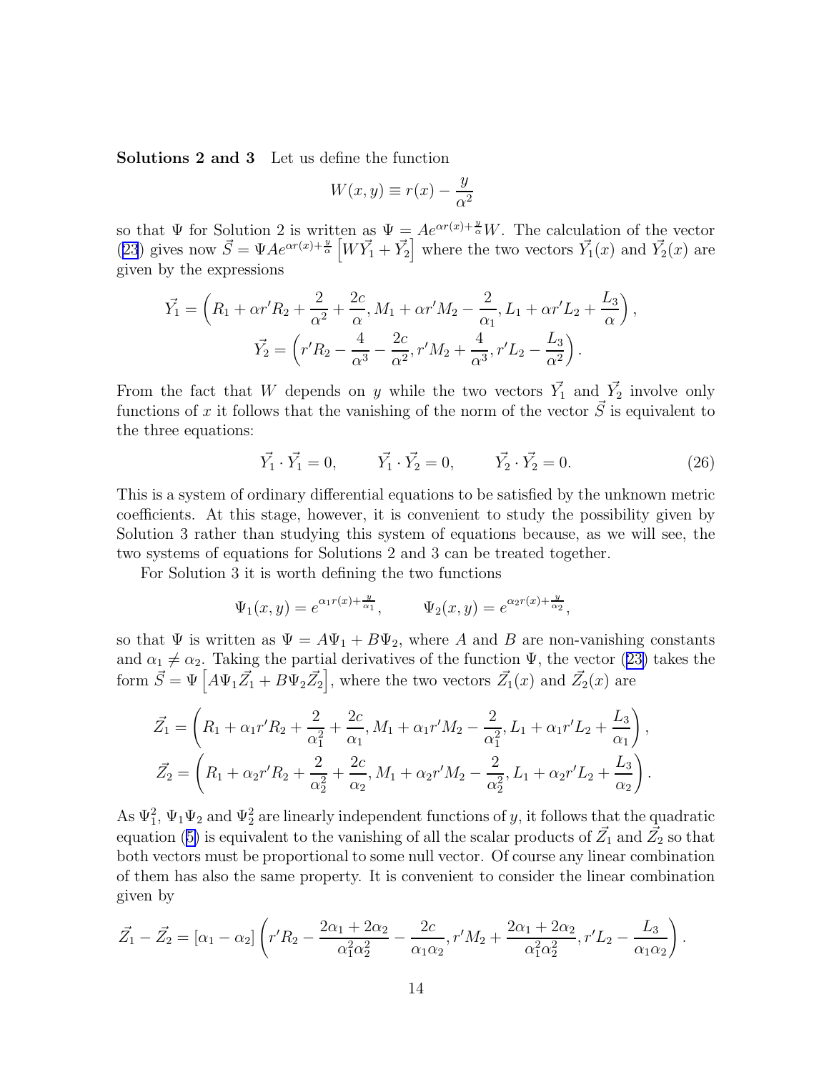**Solutions 2 and 3** Let us define the function

$$W(x, y) \equiv r(x) - \frac{y}{\alpha^2}$$

so that $\Psi$ for Solution 2 is written as $\Psi = Ae^{\alpha r(x)+\frac{y}{\alpha}}W$. The calculation of the vector (23) gives now $\vec{S} = \Psi A e^{\alpha r(x)+\frac{y}{\alpha}}\left[W\vec{Y_1} + \vec{Y_2}\right]$ where the two vectors $\vec{Y_1}(x)$ and $\vec{Y_2}(x)$ are given by the expressions

$$\vec{Y_1} = \left(R_1 + \alpha r' R_2 + \frac{2}{\alpha^2} + \frac{2c}{\alpha}, M_1 + \alpha r' M_2 - \frac{2}{\alpha_1}, L_1 + \alpha r' L_2 + \frac{L_3}{\alpha}\right),$$
$$\vec{Y_2} = \left(r' R_2 - \frac{4}{\alpha^3} - \frac{2c}{\alpha^2}, r' M_2 + \frac{4}{\alpha^3}, r' L_2 - \frac{L_3}{\alpha^2}\right).$$

From the fact that $W$ depends on $y$ while the two vectors $\vec{Y_1}$ and $\vec{Y_2}$ involve only functions of $x$ it follows that the vanishing of the norm of the vector $\vec{S}$ is equivalent to the three equations:

$$\vec{Y_1}\cdot\vec{Y_1} = 0, \qquad \vec{Y_1}\cdot\vec{Y_2} = 0, \qquad \vec{Y_2}\cdot\vec{Y_2} = 0. \tag{26}$$

This is a system of ordinary differential equations to be satisfied by the unknown metric coefficients. At this stage, however, it is convenient to study the possibility given by Solution 3 rather than studying this system of equations because, as we will see, the two systems of equations for Solutions 2 and 3 can be treated together.

For Solution 3 it is worth defining the two functions

$$\Psi_1(x, y) = e^{\alpha_1 r(x)+\frac{y}{\alpha_1}}, \qquad \Psi_2(x, y) = e^{\alpha_2 r(x)+\frac{y}{\alpha_2}},$$

so that $\Psi$ is written as $\Psi = A\Psi_1 + B\Psi_2$, where $A$ and $B$ are non-vanishing constants and $\alpha_1 \neq \alpha_2$. Taking the partial derivatives of the function $\Psi$, the vector (23) takes the form $\vec{S} = \Psi\left[A\Psi_1\vec{Z_1} + B\Psi_2\vec{Z_2}\right]$, where the two vectors $\vec{Z_1}(x)$ and $\vec{Z_2}(x)$ are

$$\vec{Z_1} = \left(R_1 + \alpha_1 r' R_2 + \frac{2}{\alpha_1^2} + \frac{2c}{\alpha_1}, M_1 + \alpha_1 r' M_2 - \frac{2}{\alpha_1^2}, L_1 + \alpha_1 r' L_2 + \frac{L_3}{\alpha_1}\right),$$
$$\vec{Z_2} = \left(R_1 + \alpha_2 r' R_2 + \frac{2}{\alpha_2^2} + \frac{2c}{\alpha_2}, M_1 + \alpha_2 r' M_2 - \frac{2}{\alpha_2^2}, L_1 + \alpha_2 r' L_2 + \frac{L_3}{\alpha_2}\right).$$

As $\Psi_1^2$, $\Psi_1\Psi_2$ and $\Psi_2^2$ are linearly independent functions of $y$, it follows that the quadratic equation (5) is equivalent to the vanishing of all the scalar products of $\vec{Z_1}$ and $\vec{Z_2}$ so that both vectors must be proportional to some null vector. Of course any linear combination of them has also the same property. It is convenient to consider the linear combination given by

$$\vec{Z_1} - \vec{Z_2} = [\alpha_1 - \alpha_2]\left(r' R_2 - \frac{2\alpha_1 + 2\alpha_2}{\alpha_1^2\alpha_2^2} - \frac{2c}{\alpha_1\alpha_2}, r' M_2 + \frac{2\alpha_1 + 2\alpha_2}{\alpha_1^2\alpha_2^2}, r' L_2 - \frac{L_3}{\alpha_1\alpha_2}\right).$$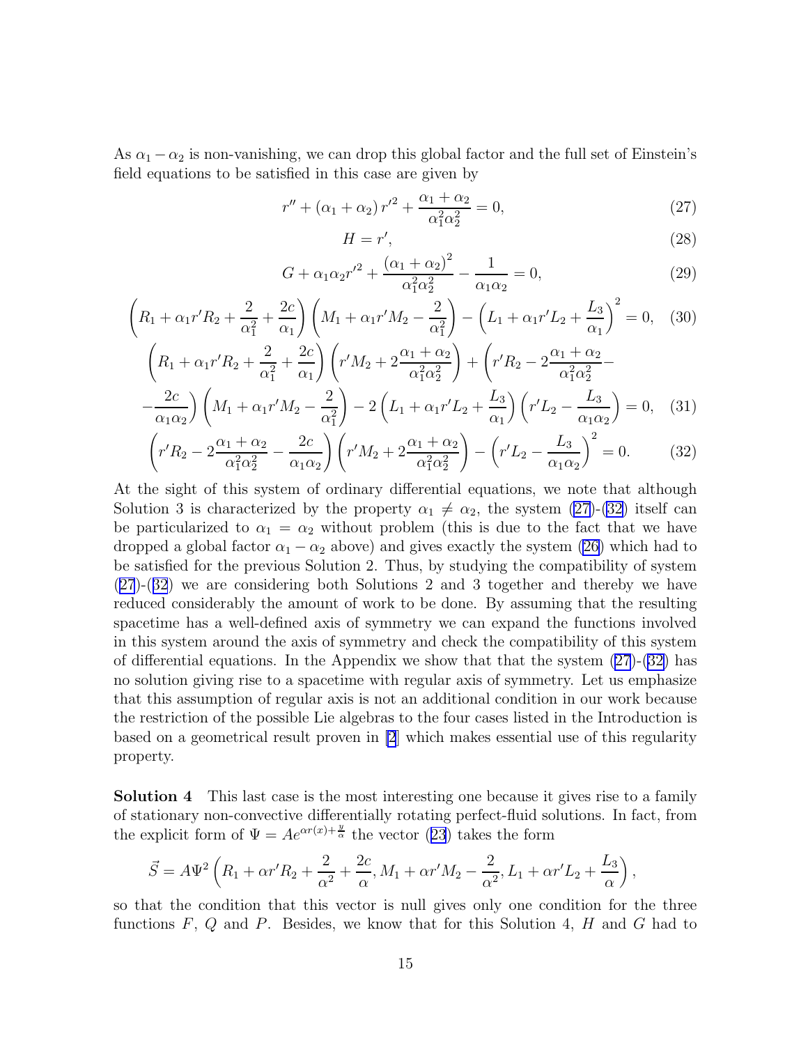As $\alpha_1 - \alpha_2$ is non-vanishing, we can drop this global factor and the full set of Einstein's field equations to be satisfied in this case are given by

$$r'' + (\alpha_1 + \alpha_2)\, r'^2 + \frac{\alpha_1 + \alpha_2}{\alpha_1^2 \alpha_2^2} = 0, \tag{27}$$

$$H = r', \tag{28}$$

$$G + \alpha_1 \alpha_2 r'^2 + \frac{(\alpha_1 + \alpha_2)^2}{\alpha_1^2 \alpha_2^2} - \frac{1}{\alpha_1 \alpha_2} = 0, \tag{29}$$

$$\left( R_1 + \alpha_1 r' R_2 + \frac{2}{\alpha_1^2} + \frac{2c}{\alpha_1} \right) \left( M_1 + \alpha_1 r' M_2 - \frac{2}{\alpha_1^2} \right) - \left( L_1 + \alpha_1 r' L_2 + \frac{L_3}{\alpha_1} \right)^2 = 0, \tag{30}$$

$$\begin{aligned} &\left( R_1 + \alpha_1 r' R_2 + \frac{2}{\alpha_1^2} + \frac{2c}{\alpha_1} \right) \left( r' M_2 + 2 \frac{\alpha_1 + \alpha_2}{\alpha_1^2 \alpha_2^2} \right) + \left( r' R_2 - 2 \frac{\alpha_1 + \alpha_2}{\alpha_1^2 \alpha_2^2} - \right. \\ &\left. - \frac{2c}{\alpha_1 \alpha_2} \right) \left( M_1 + \alpha_1 r' M_2 - \frac{2}{\alpha_1^2} \right) - 2 \left( L_1 + \alpha_1 r' L_2 + \frac{L_3}{\alpha_1} \right) \left( r' L_2 - \frac{L_3}{\alpha_1 \alpha_2} \right) = 0, \end{aligned} \tag{31}$$

$$\left( r' R_2 - 2 \frac{\alpha_1 + \alpha_2}{\alpha_1^2 \alpha_2^2} - \frac{2c}{\alpha_1 \alpha_2} \right) \left( r' M_2 + 2 \frac{\alpha_1 + \alpha_2}{\alpha_1^2 \alpha_2^2} \right) - \left( r' L_2 - \frac{L_3}{\alpha_1 \alpha_2} \right)^2 = 0. \tag{32}$$

At the sight of this system of ordinary differential equations, we note that although Solution 3 is characterized by the property $\alpha_1 \neq \alpha_2$, the system (27)-(32) itself can be particularized to $\alpha_1 = \alpha_2$ without problem (this is due to the fact that we have dropped a global factor $\alpha_1 - \alpha_2$ above) and gives exactly the system (26) which had to be satisfied for the previous Solution 2. Thus, by studying the compatibility of system (27)-(32) we are considering both Solutions 2 and 3 together and thereby we have reduced considerably the amount of work to be done. By assuming that the resulting spacetime has a well-defined axis of symmetry we can expand the functions involved in this system around the axis of symmetry and check the compatibility of this system of differential equations. In the Appendix we show that that the system (27)-(32) has no solution giving rise to a spacetime with regular axis of symmetry. Let us emphasize that this assumption of regular axis is not an additional condition in our work because the restriction of the possible Lie algebras to the four cases listed in the Introduction is based on a geometrical result proven in [2] which makes essential use of this regularity property.

**Solution 4** This last case is the most interesting one because it gives rise to a family of stationary non-convective differentially rotating perfect-fluid solutions. In fact, from the explicit form of $\Psi = A e^{\alpha r(x) + \frac{y}{\alpha}}$ the vector (23) takes the form

$$\vec{S} = A \Psi^2 \left( R_1 + \alpha r' R_2 + \frac{2}{\alpha^2} + \frac{2c}{\alpha}, M_1 + \alpha r' M_2 - \frac{2}{\alpha^2}, L_1 + \alpha r' L_2 + \frac{L_3}{\alpha} \right),$$

so that the condition that this vector is null gives only one condition for the three functions $F$, $Q$ and $P$. Besides, we know that for this Solution 4, $H$ and $G$ had to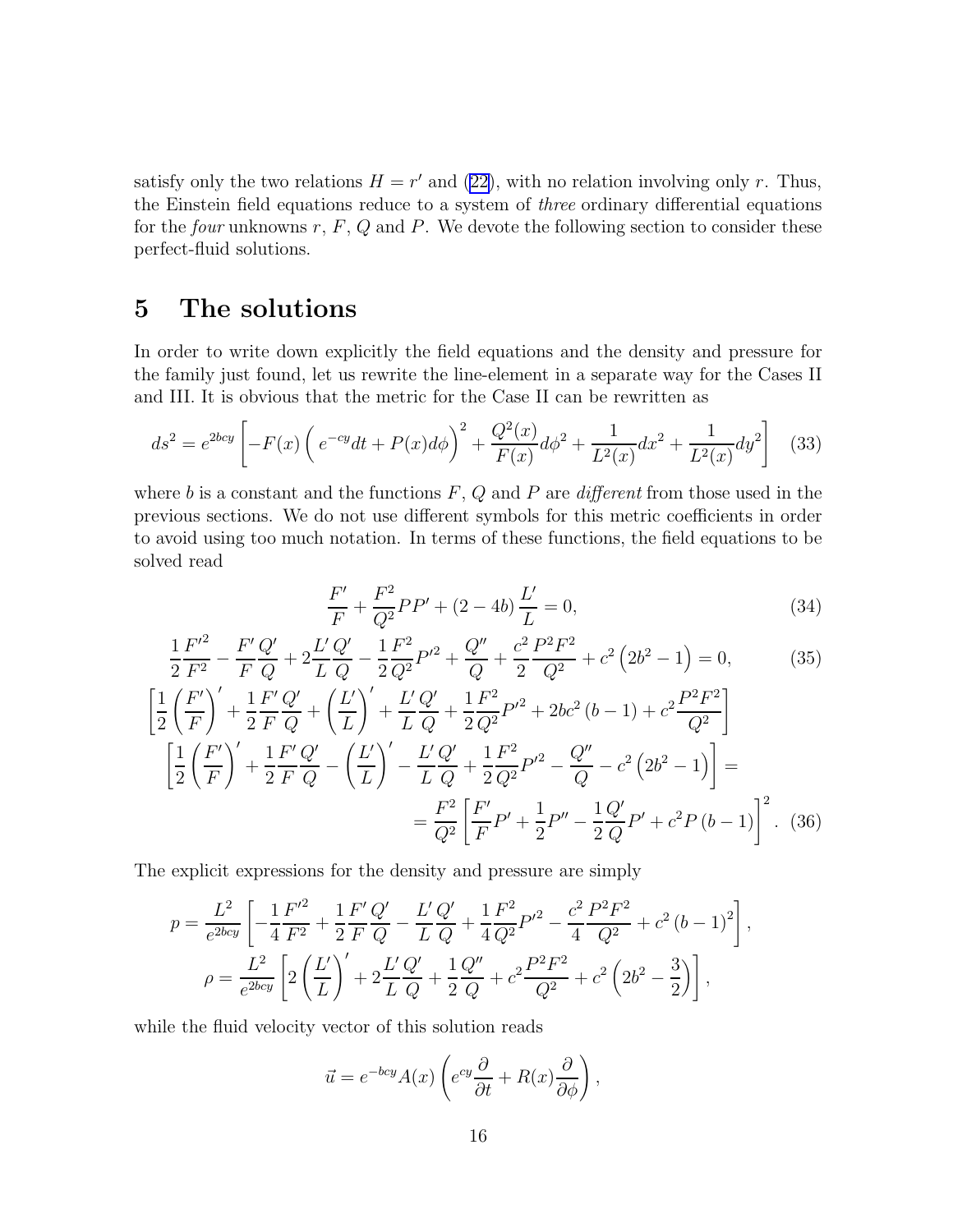satisfy only the two relations $H = r'$ and (22), with no relation involving only $r$. Thus, the Einstein field equations reduce to a system of *three* ordinary differential equations for the *four* unknowns $r$, $F$, $Q$ and $P$. We devote the following section to consider these perfect-fluid solutions.

# 5 The solutions

In order to write down explicitly the field equations and the density and pressure for the family just found, let us rewrite the line-element in a separate way for the Cases II and III. It is obvious that the metric for the Case II can be rewritten as

$$ds^2 = e^{2bcy}\left[-F(x)\left(e^{-cy}dt + P(x)d\phi\right)^2 + \frac{Q^2(x)}{F(x)}d\phi^2 + \frac{1}{L^2(x)}dx^2 + \frac{1}{L^2(x)}dy^2\right] \quad (33)$$

where $b$ is a constant and the functions $F$, $Q$ and $P$ are *different* from those used in the previous sections. We do not use different symbols for this metric coefficients in order to avoid using too much notation. In terms of these functions, the field equations to be solved read

$$\frac{F'}{F} + \frac{F^2}{Q^2}PP' + (2-4b)\frac{L'}{L} = 0, \quad (34)$$

$$\frac{1}{2}\frac{F'^2}{F^2} - \frac{F'}{F}\frac{Q'}{Q} + 2\frac{L'}{L}\frac{Q'}{Q} - \frac{1}{2}\frac{F^2}{Q^2}P'^2 + \frac{Q''}{Q} + \frac{c^2}{2}\frac{P^2F^2}{Q^2} + c^2\left(2b^2-1\right) = 0, \quad (35)$$

$$\begin{aligned}
&\left[\frac{1}{2}\left(\frac{F'}{F}\right)' + \frac{1}{2}\frac{F'}{F}\frac{Q'}{Q} + \left(\frac{L'}{L}\right)' + \frac{L'}{L}\frac{Q'}{Q} + \frac{1}{2}\frac{F^2}{Q^2}P'^2 + 2bc^2(b-1) + c^2\frac{P^2F^2}{Q^2}\right] \\
&\left[\frac{1}{2}\left(\frac{F'}{F}\right)' + \frac{1}{2}\frac{F'}{F}\frac{Q'}{Q} - \left(\frac{L'}{L}\right)' - \frac{L'}{L}\frac{Q'}{Q} + \frac{1}{2}\frac{F^2}{Q^2}P'^2 - \frac{Q''}{Q} - c^2\left(2b^2-1\right)\right] = \\
&\qquad = \frac{F^2}{Q^2}\left[\frac{F'}{F}P' + \frac{1}{2}P'' - \frac{1}{2}\frac{Q'}{Q}P' + c^2P(b-1)\right]^2. \quad (36)
\end{aligned}$$

The explicit expressions for the density and pressure are simply

$$\begin{aligned}
p &= \frac{L^2}{e^{2bcy}}\left[-\frac{1}{4}\frac{F'^2}{F^2} + \frac{1}{2}\frac{F'}{F}\frac{Q'}{Q} - \frac{L'}{L}\frac{Q'}{Q} + \frac{1}{4}\frac{F^2}{Q^2}P'^2 - \frac{c^2}{4}\frac{P^2F^2}{Q^2} + c^2(b-1)^2\right], \\
\rho &= \frac{L^2}{e^{2bcy}}\left[2\left(\frac{L'}{L}\right)' + 2\frac{L'}{L}\frac{Q'}{Q} + \frac{1}{2}\frac{Q''}{Q} + c^2\frac{P^2F^2}{Q^2} + c^2\left(2b^2 - \frac{3}{2}\right)\right],
\end{aligned}$$

while the fluid velocity vector of this solution reads

$$\vec{u} = e^{-bcy}A(x)\left(e^{cy}\frac{\partial}{\partial t} + R(x)\frac{\partial}{\partial\phi}\right),$$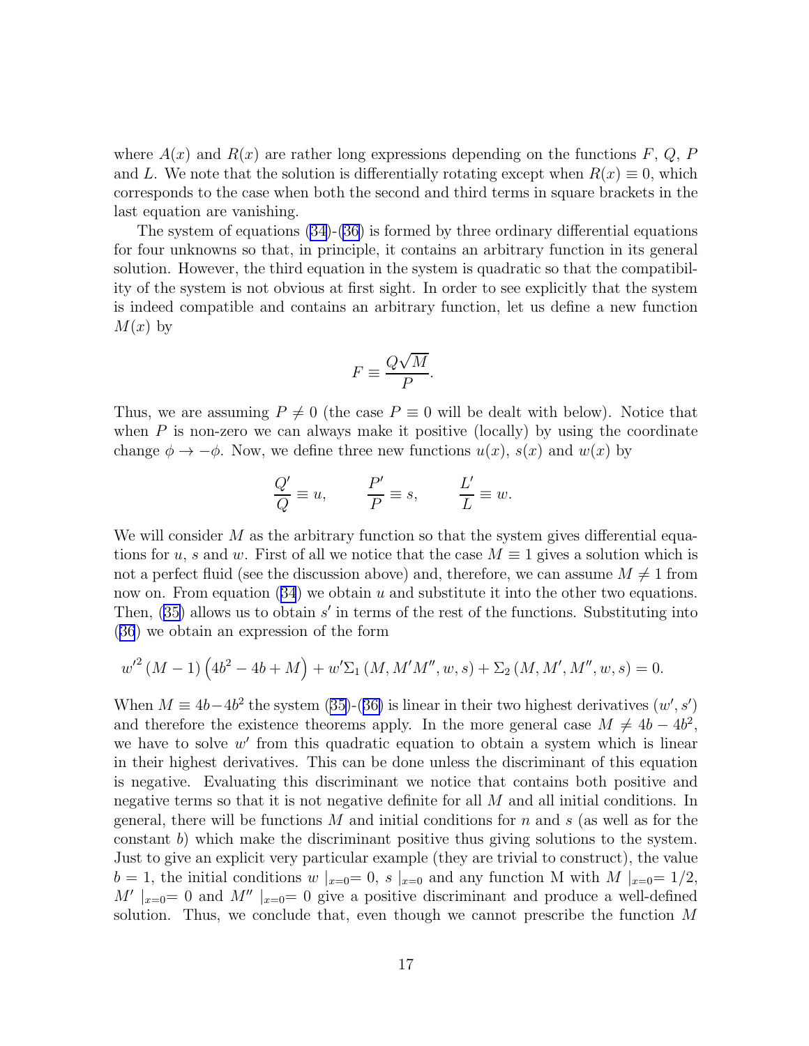where $A(x)$ and $R(x)$ are rather long expressions depending on the functions $F$, $Q$, $P$ and $L$. We note that the solution is differentially rotating except when $R(x) \equiv 0$, which corresponds to the case when both the second and third terms in square brackets in the last equation are vanishing.

The system of equations (34)-(36) is formed by three ordinary differential equations for four unknowns so that, in principle, it contains an arbitrary function in its general solution. However, the third equation in the system is quadratic so that the compatibility of the system is not obvious at first sight. In order to see explicitly that the system is indeed compatible and contains an arbitrary function, let us define a new function $M(x)$ by

$$F \equiv \frac{Q\sqrt{M}}{P}.$$

Thus, we are assuming $P \neq 0$ (the case $P \equiv 0$ will be dealt with below). Notice that when $P$ is non-zero we can always make it positive (locally) by using the coordinate change $\phi \to -\phi$. Now, we define three new functions $u(x)$, $s(x)$ and $w(x)$ by

$$\frac{Q'}{Q} \equiv u, \qquad \frac{P'}{P} \equiv s, \qquad \frac{L'}{L} \equiv w.$$

We will consider $M$ as the arbitrary function so that the system gives differential equations for $u$, $s$ and $w$. First of all we notice that the case $M \equiv 1$ gives a solution which is not a perfect fluid (see the discussion above) and, therefore, we can assume $M \neq 1$ from now on. From equation (34) we obtain $u$ and substitute it into the other two equations. Then, (35) allows us to obtain $s'$ in terms of the rest of the functions. Substituting into (36) we obtain an expression of the form

$$w'^2 (M-1)\left(4b^2 - 4b + M\right) + w'\Sigma_1 (M, M'M'', w, s) + \Sigma_2 (M, M', M'', w, s) = 0.$$

When $M \equiv 4b - 4b^2$ the system (35)-(36) is linear in their two highest derivatives $(w', s')$ and therefore the existence theorems apply. In the more general case $M \neq 4b - 4b^2$, we have to solve $w'$ from this quadratic equation to obtain a system which is linear in their highest derivatives. This can be done unless the discriminant of this equation is negative. Evaluating this discriminant we notice that contains both positive and negative terms so that it is not negative definite for all $M$ and all initial conditions. In general, there will be functions $M$ and initial conditions for $n$ and $s$ (as well as for the constant $b$) which make the discriminant positive thus giving solutions to the system. Just to give an explicit very particular example (they are trivial to construct), the value $b = 1$, the initial conditions $w \mid_{x=0} = 0$, $s \mid_{x=0}$ and any function M with $M \mid_{x=0} = 1/2$, $M' \mid_{x=0} = 0$ and $M'' \mid_{x=0} = 0$ give a positive discriminant and produce a well-defined solution. Thus, we conclude that, even though we cannot prescribe the function $M$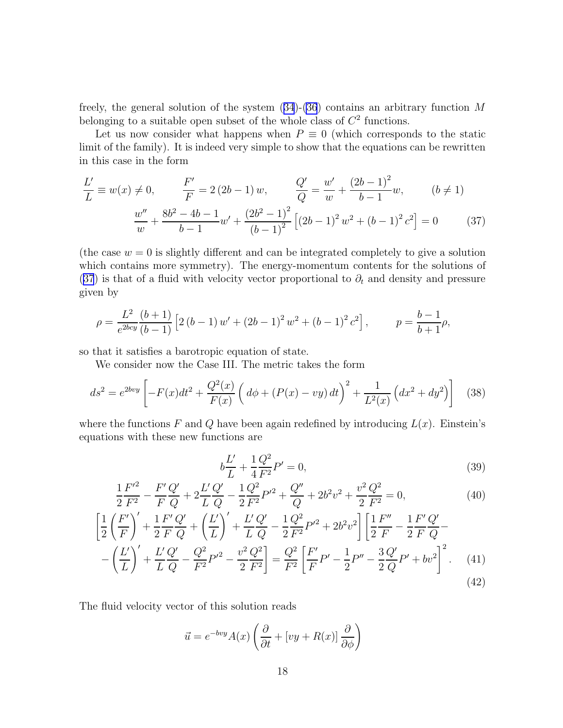freely, the general solution of the system (34)-(36) contains an arbitrary function $M$ belonging to a suitable open subset of the whole class of $C^2$ functions.

Let us now consider what happens when $P \equiv 0$ (which corresponds to the static limit of the family). It is indeed very simple to show that the equations can be rewritten in this case in the form

$$\frac{L'}{L} \equiv w(x) \neq 0, \qquad \frac{F'}{F} = 2\,(2b-1)\,w, \qquad \frac{Q'}{Q} = \frac{w'}{w} + \frac{(2b-1)^2}{b-1} w, \qquad (b \neq 1)$$

$$\frac{w''}{w} + \frac{8b^2-4b-1}{b-1} w' + \frac{\left(2b^2-1\right)^2}{(b-1)^2} \left[ (2b-1)^2 w^2 + (b-1)^2 c^2 \right] = 0 \tag{37}$$

(the case $w = 0$ is slightly different and can be integrated completely to give a solution which contains more symmetry). The energy-momentum contents for the solutions of (37) is that of a fluid with velocity vector proportional to $\partial_t$ and density and pressure given by

$$\rho = \frac{L^2}{e^{2bcy}} \frac{(b+1)}{(b-1)} \left[ 2\,(b-1)\,w' + (2b-1)^2 w^2 + (b-1)^2 c^2 \right], \qquad p = \frac{b-1}{b+1}\rho,$$

so that it satisfies a barotropic equation of state.

We consider now the Case III. The metric takes the form

$$ds^2 = e^{2bvy} \left[ -F(x) dt^2 + \frac{Q^2(x)}{F(x)} \left( d\phi + (P(x) - vy)\, dt \right)^2 + \frac{1}{L^2(x)} \left( dx^2 + dy^2 \right) \right] \tag{38}$$

where the functions $F$ and $Q$ have been again redefined by introducing $L(x)$. Einstein's equations with these new functions are

$$b\frac{L'}{L} + \frac{1}{4}\frac{Q^2}{F^2} P' = 0, \tag{39}$$

$$\frac{1}{2}\frac{F'^2}{F^2} - \frac{F'}{F}\frac{Q'}{Q} + 2\frac{L'}{L}\frac{Q'}{Q} - \frac{1}{2}\frac{Q^2}{F^2}P'^2 + \frac{Q''}{Q} + 2b^2v^2 + \frac{v^2}{2}\frac{Q^2}{F^2} = 0, \tag{40}$$

$$\left[ \frac{1}{2}\left(\frac{F'}{F}\right)' + \frac{1}{2}\frac{F'}{F}\frac{Q'}{Q} + \left(\frac{L'}{L}\right)' + \frac{L'}{L}\frac{Q'}{Q} - \frac{1}{2}\frac{Q^2}{F^2}P'^2 + 2b^2v^2 \right] \left[ \frac{1}{2}\frac{F''}{F} - \frac{1}{2}\frac{F'}{F}\frac{Q'}{Q} - \right.$$

$$\left. - \left(\frac{L'}{L}\right)' + \frac{L'}{L}\frac{Q'}{Q} - \frac{Q^2}{F^2}P'^2 - \frac{v^2}{2}\frac{Q^2}{F^2} \right] = \frac{Q^2}{F^2} \left[ \frac{F'}{F}P' - \frac{1}{2}P'' - \frac{3}{2}\frac{Q'}{Q}P' + bv^2 \right]^2. \tag{41}$$

$$\tag{42}$$

The fluid velocity vector of this solution reads

$$\vec{u} = e^{-bvy} A(x) \left( \frac{\partial}{\partial t} + \left[ vy + R(x) \right] \frac{\partial}{\partial \phi} \right)$$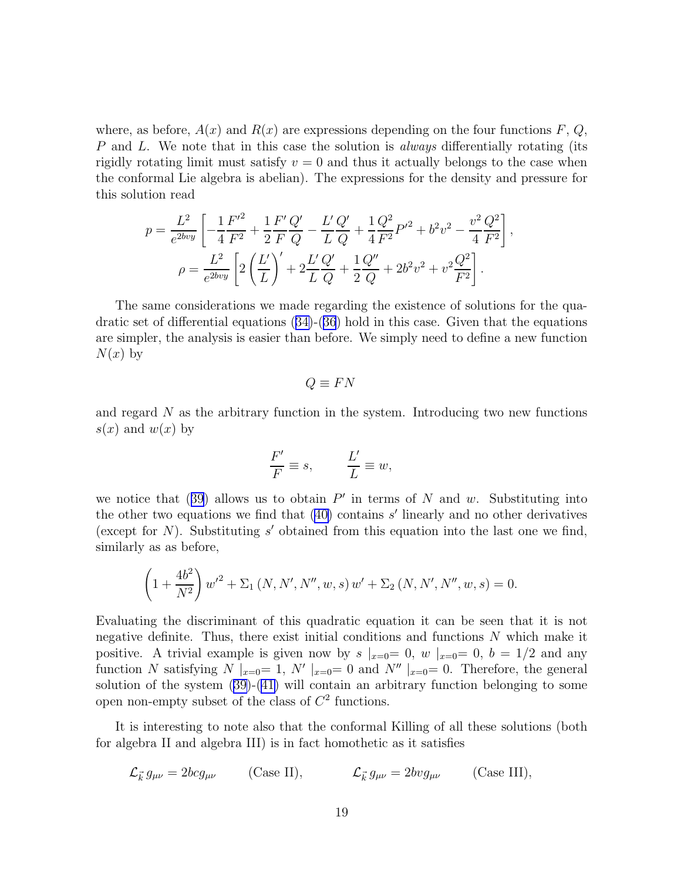where, as before, $A(x)$ and $R(x)$ are expressions depending on the four functions $F$, $Q$, $P$ and $L$. We note that in this case the solution is *always* differentially rotating (its rigidly rotating limit must satisfy $v = 0$ and thus it actually belongs to the case when the conformal Lie algebra is abelian). The expressions for the density and pressure for this solution read

$$p = \frac{L^2}{e^{2bvy}} \left[ -\frac{1}{4}\frac{F'^2}{F^2} + \frac{1}{2}\frac{F'}{F}\frac{Q'}{Q} - \frac{L'}{L}\frac{Q'}{Q} + \frac{1}{4}\frac{Q^2}{F^2}P'^2 + b^2 v^2 - \frac{v^2}{4}\frac{Q^2}{F^2} \right],$$

$$\rho = \frac{L^2}{e^{2bvy}} \left[ 2\left(\frac{L'}{L}\right)' + 2\frac{L'}{L}\frac{Q'}{Q} + \frac{1}{2}\frac{Q''}{Q} + 2b^2 v^2 + v^2 \frac{Q^2}{F^2} \right].$$

The same considerations we made regarding the existence of solutions for the quadratic set of differential equations (34)-(36) hold in this case. Given that the equations are simpler, the analysis is easier than before. We simply need to define a new function $N(x)$ by

$$Q \equiv FN$$

and regard $N$ as the arbitrary function in the system. Introducing two new functions $s(x)$ and $w(x)$ by

$$\frac{F'}{F} \equiv s, \qquad \frac{L'}{L} \equiv w,$$

we notice that (39) allows us to obtain $P'$ in terms of $N$ and $w$. Substituting into the other two equations we find that (40) contains $s'$ linearly and no other derivatives (except for $N$). Substituting $s'$ obtained from this equation into the last one we find, similarly as as before,

$$\left(1 + \frac{4b^2}{N^2}\right) w'^2 + \Sigma_1 \left(N, N', N'', w, s\right) w' + \Sigma_2 \left(N, N', N'', w, s\right) = 0.$$

Evaluating the discriminant of this quadratic equation it can be seen that it is not negative definite. Thus, there exist initial conditions and functions $N$ which make it positive. A trivial example is given now by $s \mid_{x=0} = 0$, $w \mid_{x=0} = 0$, $b = 1/2$ and any function $N$ satisfying $N \mid_{x=0} = 1$, $N' \mid_{x=0} = 0$ and $N'' \mid_{x=0} = 0$. Therefore, the general solution of the system (39)-(41) will contain an arbitrary function belonging to some open non-empty subset of the class of $C^2$ functions.

It is interesting to note also that the conformal Killing of all these solutions (both for algebra II and algebra III) is in fact homothetic as it satisfies

$$\mathcal{L}_{\vec{k}}\, g_{\mu\nu} = 2bc g_{\mu\nu} \qquad \text{(Case II)}, \qquad\qquad \mathcal{L}_{\vec{k}}\, g_{\mu\nu} = 2bv g_{\mu\nu} \qquad \text{(Case III)},$$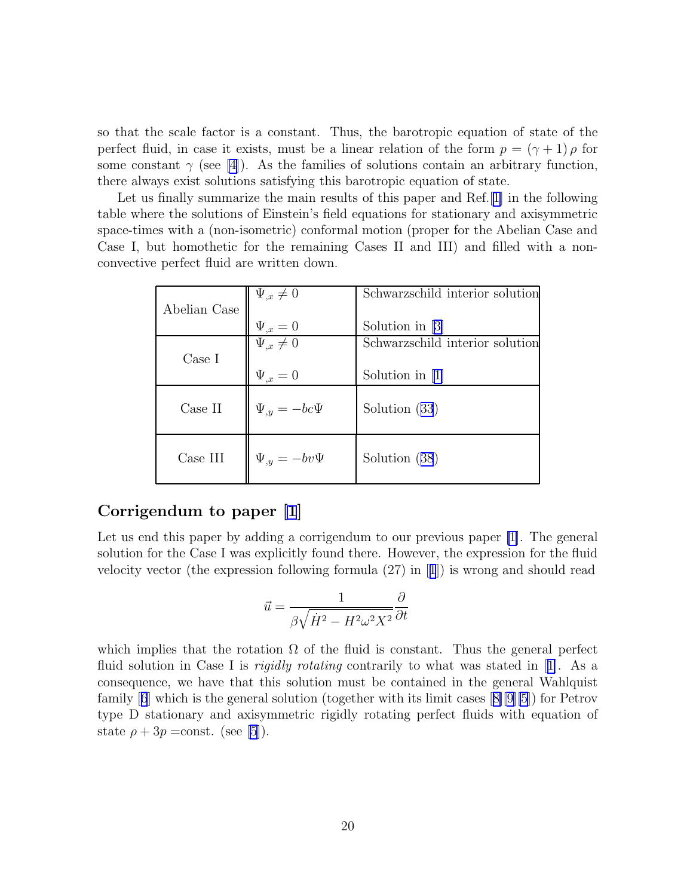so that the scale factor is a constant. Thus, the barotropic equation of state of the perfect fluid, in case it exists, must be a linear relation of the form $p = (\gamma + 1)\,\rho$ for some constant $\gamma$ (see [4]). As the families of solutions contain an arbitrary function, there always exist solutions satisfying this barotropic equation of state.

Let us finally summarize the main results of this paper and Ref.[1] in the following table where the solutions of Einstein's field equations for stationary and axisymmetric space-times with a (non-isometric) conformal motion (proper for the Abelian Case and Case I, but homothetic for the remaining Cases II and III) and filled with a non-convective perfect fluid are written down.

| | | |
|---|---|---|
| Abelian Case | $\Psi_{,x} \neq 0$ | Schwarzschild interior solution |
| | $\Psi_{,x} = 0$ | Solution in [3] |
| Case I | $\Psi_{,x} \neq 0$ | Schwarzschild interior solution |
| | $\Psi_{,x} = 0$ | Solution in [1] |
| Case II | $\Psi_{,y} = -bc\Psi$ | Solution (33) |
| Case III | $\Psi_{,y} = -bv\Psi$ | Solution (38) |

## Corrigendum to paper [1]

Let us end this paper by adding a corrigendum to our previous paper [1]. The general solution for the Case I was explicitly found there. However, the expression for the fluid velocity vector (the expression following formula (27) in [1]) is wrong and should read

$$\vec{u} = \frac{1}{\beta\sqrt{\dot{H}^2 - H^2\omega^2 X^2}}\frac{\partial}{\partial t}$$

which implies that the rotation $\Omega$ of the fluid is constant. Thus the general perfect fluid solution in Case I is *rigidly rotating* contrarily to what was stated in [1]. As a consequence, we have that this solution must be contained in the general Wahlquist family [6] which is the general solution (together with its limit cases [8][9][5]) for Petrov type D stationary and axisymmetric rigidly rotating perfect fluids with equation of state $\rho + 3p =$const. (see [5]).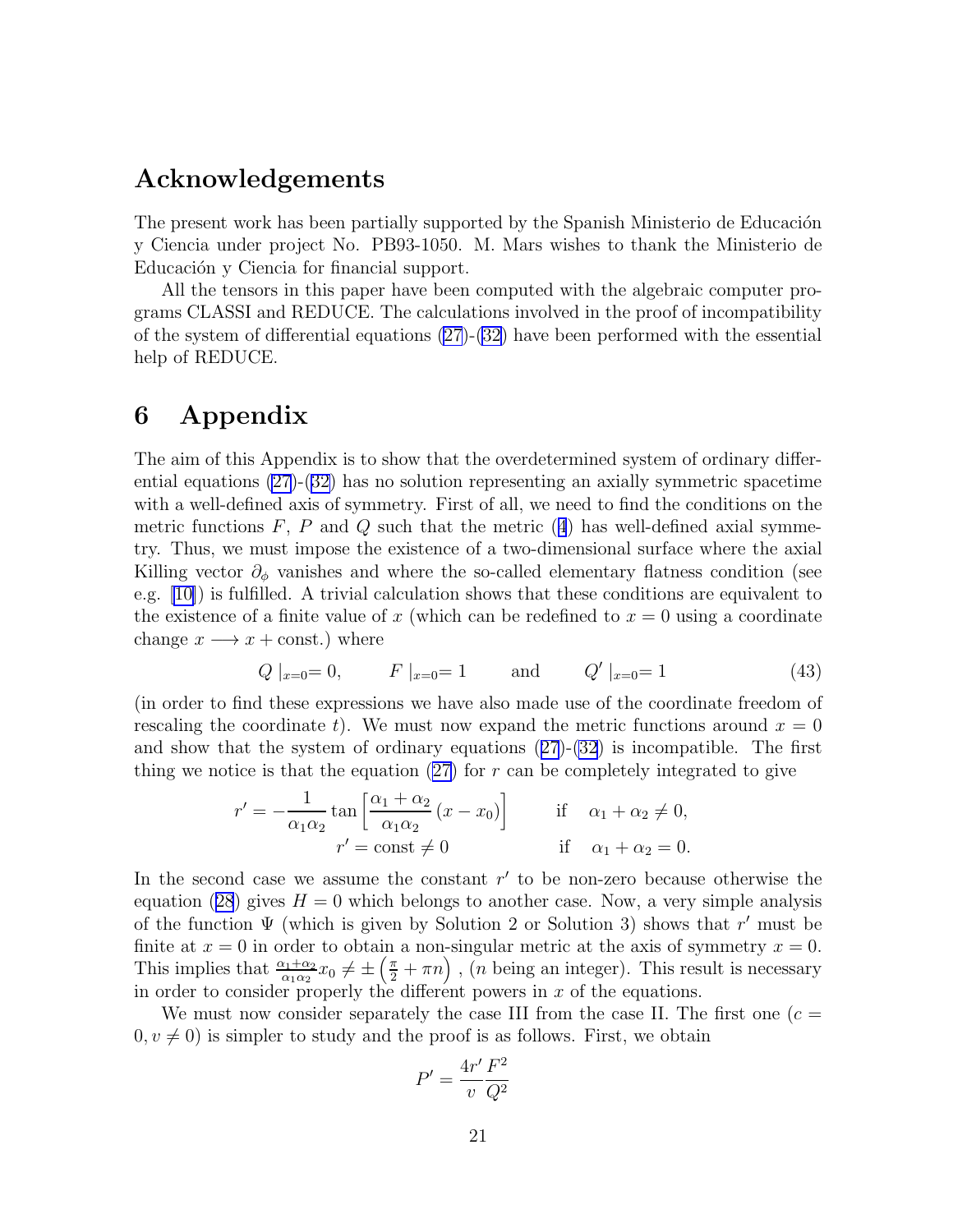## Acknowledgements

The present work has been partially supported by the Spanish Ministerio de Educación y Ciencia under project No. PB93-1050. M. Mars wishes to thank the Ministerio de Educación y Ciencia for financial support.

All the tensors in this paper have been computed with the algebraic computer programs CLASSI and REDUCE. The calculations involved in the proof of incompatibility of the system of differential equations (27)-(32) have been performed with the essential help of REDUCE.

# 6 Appendix

The aim of this Appendix is to show that the overdetermined system of ordinary differential equations (27)-(32) has no solution representing an axially symmetric spacetime with a well-defined axis of symmetry. First of all, we need to find the conditions on the metric functions $F$, $P$ and $Q$ such that the metric (4) has well-defined axial symmetry. Thus, we must impose the existence of a two-dimensional surface where the axial Killing vector $\partial_\phi$ vanishes and where the so-called elementary flatness condition (see e.g. [10]) is fulfilled. A trivial calculation shows that these conditions are equivalent to the existence of a finite value of $x$ (which can be redefined to $x = 0$ using a coordinate change $x \longrightarrow x + \text{const.}$) where

$$Q\mid_{x=0} = 0, \qquad F\mid_{x=0} = 1 \qquad \text{and} \qquad Q'\mid_{x=0} = 1 \tag{43}$$

(in order to find these expressions we have also made use of the coordinate freedom of rescaling the coordinate $t$). We must now expand the metric functions around $x = 0$ and show that the system of ordinary equations (27)-(32) is incompatible. The first thing we notice is that the equation (27) for $r$ can be completely integrated to give

$$r' = -\frac{1}{\alpha_1\alpha_2}\tan\left[\frac{\alpha_1+\alpha_2}{\alpha_1\alpha_2}(x-x_0)\right] \qquad \text{if} \quad \alpha_1+\alpha_2 \neq 0,$$

$$r' = \text{const} \neq 0 \qquad \text{if} \quad \alpha_1+\alpha_2 = 0.$$

In the second case we assume the constant $r'$ to be non-zero because otherwise the equation (28) gives $H = 0$ which belongs to another case. Now, a very simple analysis of the function $\Psi$ (which is given by Solution 2 or Solution 3) shows that $r'$ must be finite at $x = 0$ in order to obtain a non-singular metric at the axis of symmetry $x = 0$. This implies that $\frac{\alpha_1+\alpha_2}{\alpha_1\alpha_2}x_0 \neq \pm\left(\frac{\pi}{2}+\pi n\right)$, ($n$ being an integer). This result is necessary in order to consider properly the different powers in $x$ of the equations.

We must now consider separately the case III from the case II. The first one ($c = 0, v \neq 0$) is simpler to study and the proof is as follows. First, we obtain

$$P' = \frac{4r'}{v}\frac{F^2}{Q^2}$$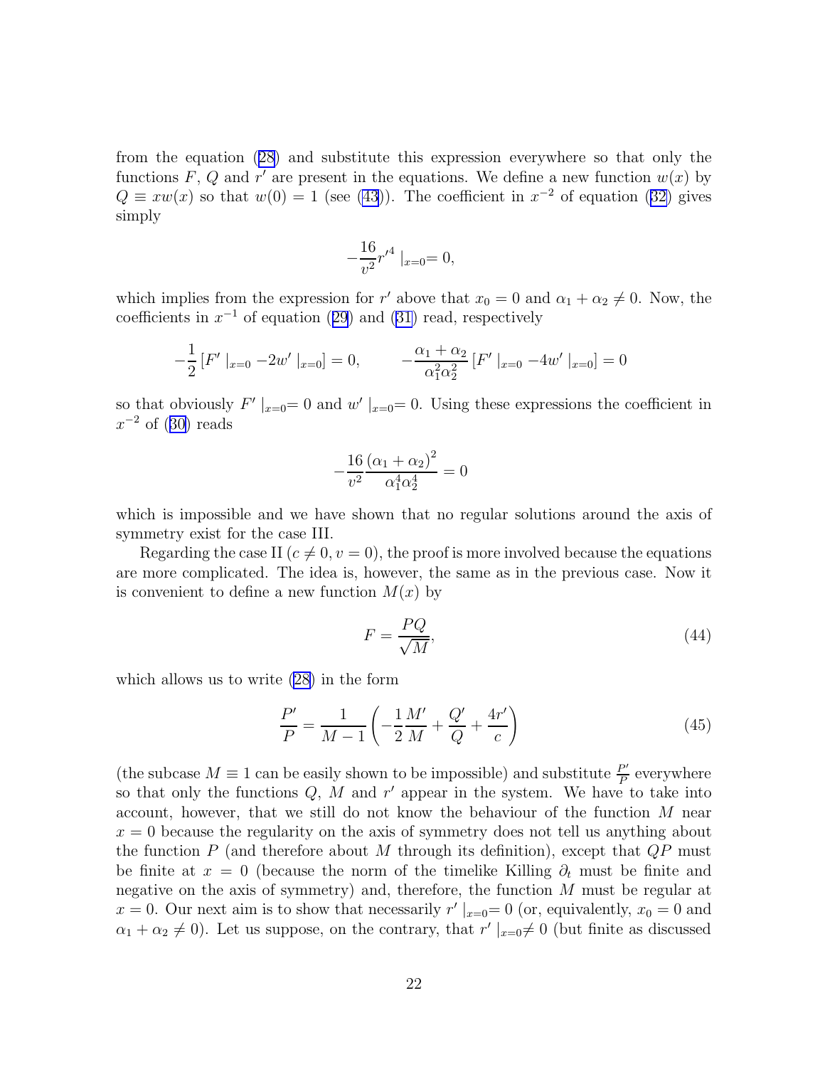from the equation (28) and substitute this expression everywhere so that only the functions $F$, $Q$ and $r'$ are present in the equations. We define a new function $w(x)$ by $Q \equiv xw(x)$ so that $w(0) = 1$ (see (43)). The coefficient in $x^{-2}$ of equation (32) gives simply

$$-\frac{16}{v^2} r'^4 \mid_{x=0} = 0,$$

which implies from the expression for $r'$ above that $x_0 = 0$ and $\alpha_1 + \alpha_2 \neq 0$. Now, the coefficients in $x^{-1}$ of equation (29) and (31) read, respectively

$$-\frac{1}{2} \left[ F' \mid_{x=0} - 2w' \mid_{x=0} \right] = 0, \qquad -\frac{\alpha_1 + \alpha_2}{\alpha_1^2 \alpha_2^2} \left[ F' \mid_{x=0} - 4w' \mid_{x=0} \right] = 0$$

so that obviously $F' \mid_{x=0} = 0$ and $w' \mid_{x=0} = 0$. Using these expressions the coefficient in $x^{-2}$ of (30) reads

$$-\frac{16}{v^2} \frac{(\alpha_1 + \alpha_2)^2}{\alpha_1^4 \alpha_2^4} = 0$$

which is impossible and we have shown that no regular solutions around the axis of symmetry exist for the case III.

Regarding the case II ($c \neq 0, v = 0$), the proof is more involved because the equations are more complicated. The idea is, however, the same as in the previous case. Now it is convenient to define a new function $M(x)$ by

$$F = \frac{PQ}{\sqrt{M}}, \tag{44}$$

which allows us to write (28) in the form

$$\frac{P'}{P} = \frac{1}{M-1} \left( -\frac{1}{2} \frac{M'}{M} + \frac{Q'}{Q} + \frac{4r'}{c} \right) \tag{45}$$

(the subcase $M \equiv 1$ can be easily shown to be impossible) and substitute $\frac{P'}{P}$ everywhere so that only the functions $Q$, $M$ and $r'$ appear in the system. We have to take into account, however, that we still do not know the behaviour of the function $M$ near $x = 0$ because the regularity on the axis of symmetry does not tell us anything about the function $P$ (and therefore about $M$ through its definition), except that $QP$ must be finite at $x = 0$ (because the norm of the timelike Killing $\partial_t$ must be finite and negative on the axis of symmetry) and, therefore, the function $M$ must be regular at $x = 0$. Our next aim is to show that necessarily $r' \mid_{x=0} = 0$ (or, equivalently, $x_0 = 0$ and $\alpha_1 + \alpha_2 \neq 0$). Let us suppose, on the contrary, that $r' \mid_{x=0} \neq 0$ (but finite as discussed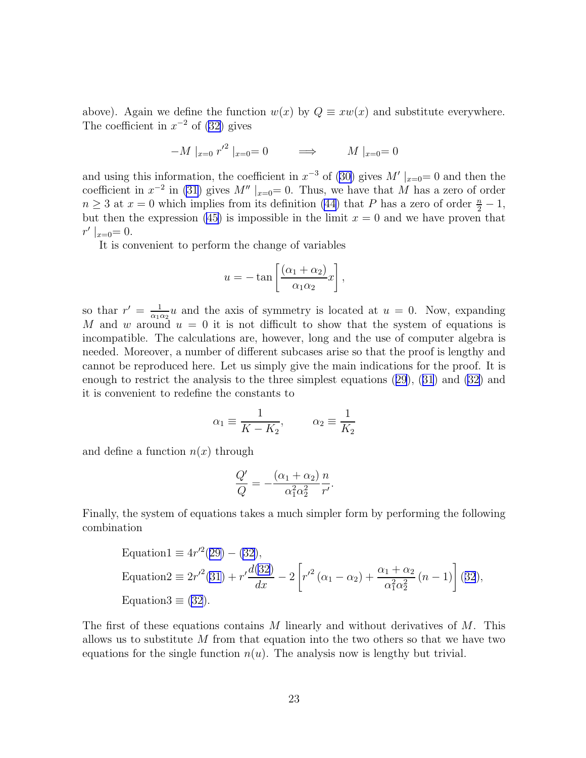above). Again we define the function $w(x)$ by $Q \equiv xw(x)$ and substitute everywhere. The coefficient in $x^{-2}$ of (32) gives

$$-M\mid_{x=0} {r'}^2 \mid_{x=0}= 0 \qquad \Longrightarrow \qquad M\mid_{x=0}= 0$$

and using this information, the coefficient in $x^{-3}$ of (30) gives $M'\mid_{x=0}= 0$ and then the coefficient in $x^{-2}$ in (31) gives $M''\mid_{x=0}= 0$. Thus, we have that $M$ has a zero of order $n \geq 3$ at $x = 0$ which implies from its definition (44) that $P$ has a zero of order $\frac{n}{2} - 1$, but then the expression (45) is impossible in the limit $x = 0$ and we have proven that $r'\mid_{x=0}= 0$.

It is convenient to perform the change of variables

$$u = -\tan\left[\frac{(\alpha_1 + \alpha_2)}{\alpha_1\alpha_2} x\right],$$

so thar $r' = \frac{1}{\alpha_1\alpha_2} u$ and the axis of symmetry is located at $u = 0$. Now, expanding $M$ and $w$ around $u = 0$ it is not difficult to show that the system of equations is incompatible. The calculations are, however, long and the use of computer algebra is needed. Moreover, a number of different subcases arise so that the proof is lengthy and cannot be reproduced here. Let us simply give the main indications for the proof. It is enough to restrict the analysis to the three simplest equations (29), (31) and (32) and it is convenient to redefine the constants to

$$\alpha_1 \equiv \frac{1}{K - K_2}, \qquad \alpha_2 \equiv \frac{1}{K_2}$$

and define a function $n(x)$ through

$$\frac{Q'}{Q} = -\frac{(\alpha_1 + \alpha_2)}{\alpha_1^2\alpha_2^2}\frac{n}{r'}.$$

Finally, the system of equations takes a much simpler form by performing the following combination

$$\begin{aligned}
&\text{Equation1} \equiv 4{r'}^2(29) - (32),\\
&\text{Equation2} \equiv 2{r'}^2(31) + r'\frac{d(32)}{dx} - 2\left[{r'}^2(\alpha_1 - \alpha_2) + \frac{\alpha_1 + \alpha_2}{\alpha_1^2\alpha_2^2}(n-1)\right](32),\\
&\text{Equation3} \equiv (32).
\end{aligned}$$

The first of these equations contains $M$ linearly and without derivatives of $M$. This allows us to substitute $M$ from that equation into the two others so that we have two equations for the single function $n(u)$. The analysis now is lengthy but trivial.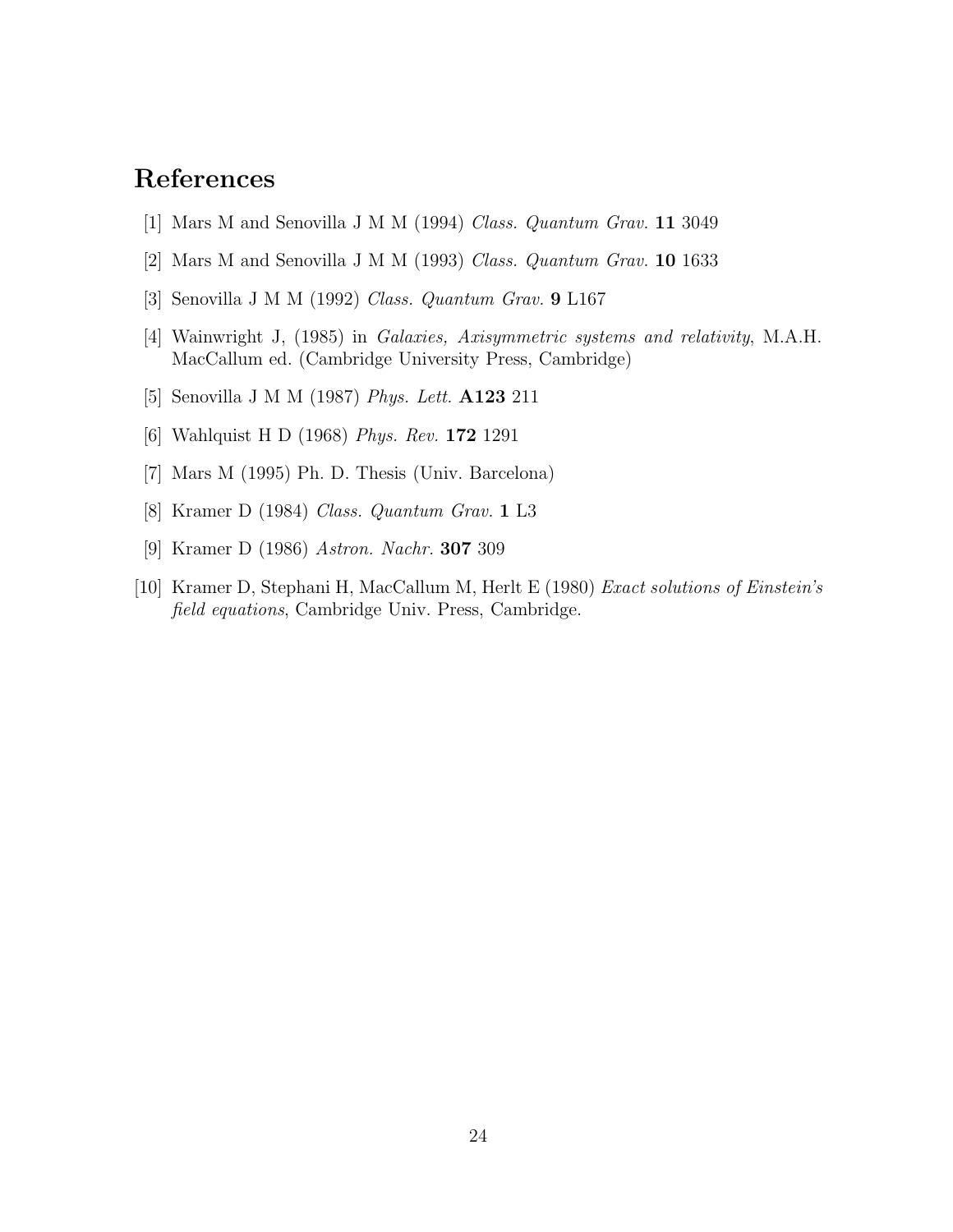# References

[1] Mars M and Senovilla J M M (1994) *Class. Quantum Grav.* **11** 3049

[2] Mars M and Senovilla J M M (1993) *Class. Quantum Grav.* **10** 1633

[3] Senovilla J M M (1992) *Class. Quantum Grav.* **9** L167

[4] Wainwright J, (1985) in *Galaxies, Axisymmetric systems and relativity*, M.A.H. MacCallum ed. (Cambridge University Press, Cambridge)

[5] Senovilla J M M (1987) *Phys. Lett.* **A123** 211

[6] Wahlquist H D (1968) *Phys. Rev.* **172** 1291

[7] Mars M (1995) Ph. D. Thesis (Univ. Barcelona)

[8] Kramer D (1984) *Class. Quantum Grav.* **1** L3

[9] Kramer D (1986) *Astron. Nachr.* **307** 309

[10] Kramer D, Stephani H, MacCallum M, Herlt E (1980) *Exact solutions of Einstein's field equations*, Cambridge Univ. Press, Cambridge.